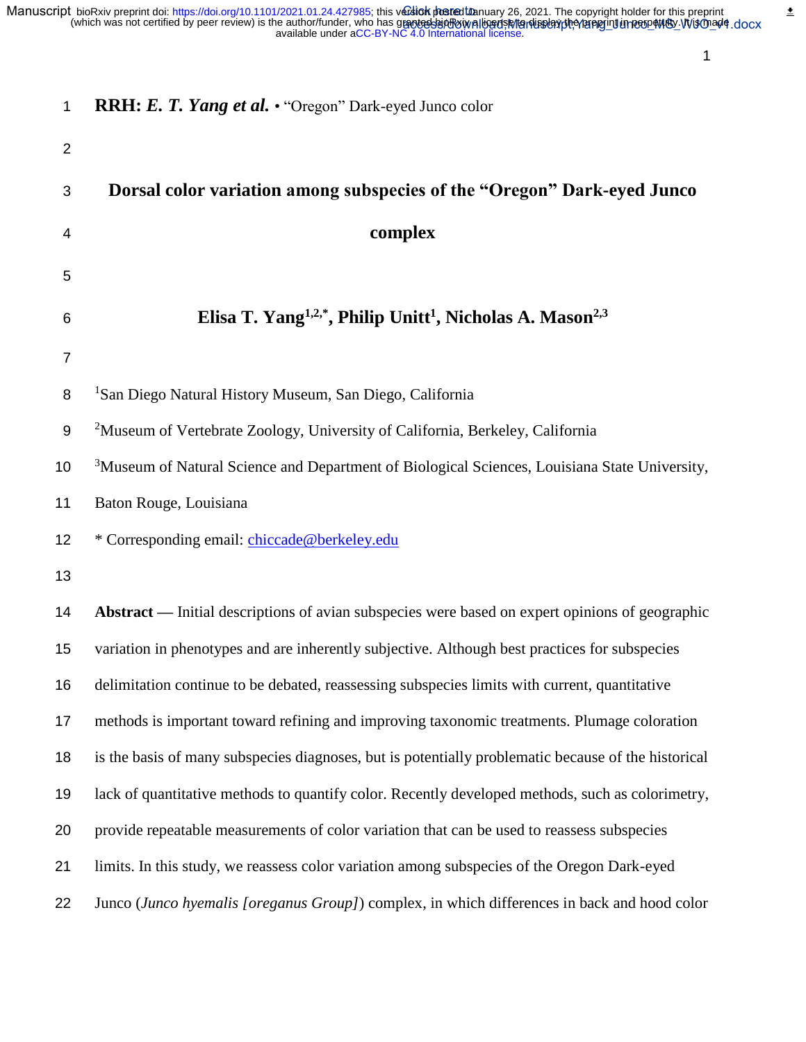**RRH: *E. T. Yang et al.*** • "Oregon" Dark-eyed Junco color

# Dorsal color variation among subspecies of the "Oregon" Dark-eyed Junco complex

**Elisa T. Yang[1,2,*], Philip Unitt[1], Nicholas A. Mason[2,3]**

[1]San Diego Natural History Museum, San Diego, California

[2]Museum of Vertebrate Zoology, University of California, Berkeley, California

[3]Museum of Natural Science and Department of Biological Sciences, Louisiana State University, Baton Rouge, Louisiana

* Corresponding email: chiccade@berkeley.edu

**Abstract** — Initial descriptions of avian subspecies were based on expert opinions of geographic variation in phenotypes and are inherently subjective. Although best practices for subspecies delimitation continue to be debated, reassessing subspecies limits with current, quantitative methods is important toward refining and improving taxonomic treatments. Plumage coloration is the basis of many subspecies diagnoses, but is potentially problematic because of the historical lack of quantitative methods to quantify color. Recently developed methods, such as colorimetry, provide repeatable measurements of color variation that can be used to reassess subspecies limits. In this study, we reassess color variation among subspecies of the Oregon Dark-eyed Junco (*Junco hyemalis [oreganus Group]*) complex, in which differences in back and hood color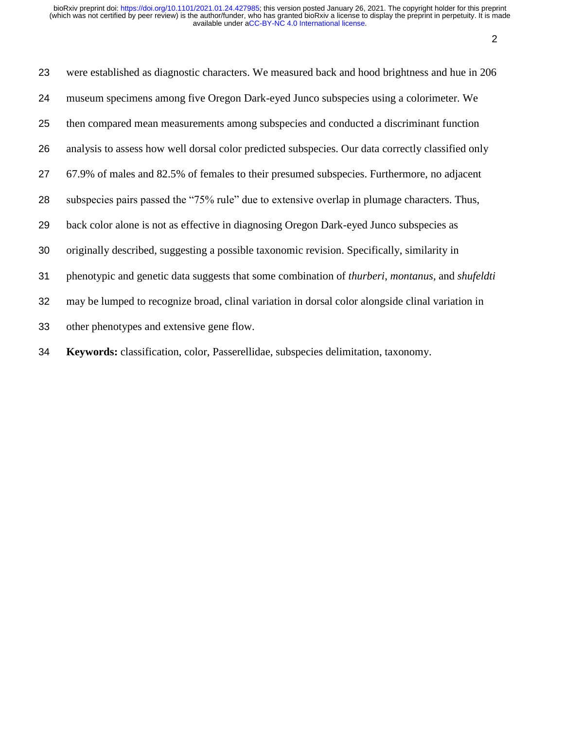were established as diagnostic characters. We measured back and hood brightness and hue in 206 museum specimens among five Oregon Dark-eyed Junco subspecies using a colorimeter. We then compared mean measurements among subspecies and conducted a discriminant function analysis to assess how well dorsal color predicted subspecies. Our data correctly classified only 67.9% of males and 82.5% of females to their presumed subspecies. Furthermore, no adjacent subspecies pairs passed the "75% rule" due to extensive overlap in plumage characters. Thus, back color alone is not as effective in diagnosing Oregon Dark-eyed Junco subspecies as originally described, suggesting a possible taxonomic revision. Specifically, similarity in phenotypic and genetic data suggests that some combination of *thurberi*, *montanus*, and *shufeldti* may be lumped to recognize broad, clinal variation in dorsal color alongside clinal variation in other phenotypes and extensive gene flow.

**Keywords:** classification, color, Passerellidae, subspecies delimitation, taxonomy.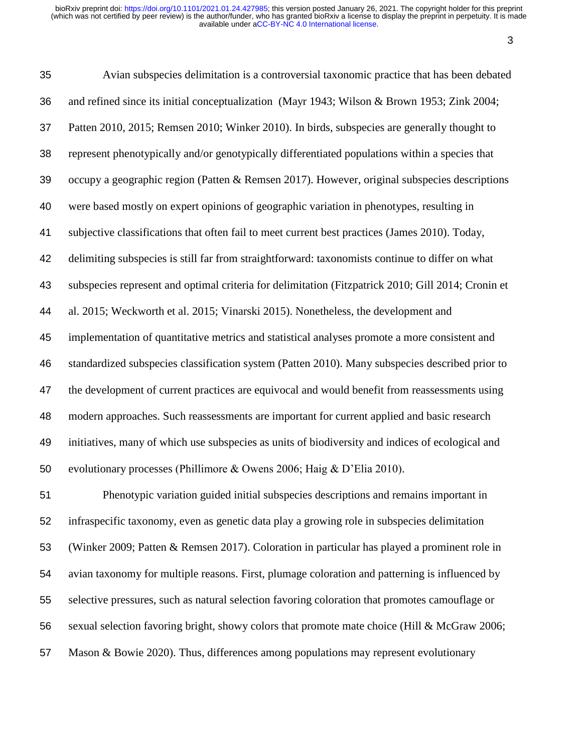Avian subspecies delimitation is a controversial taxonomic practice that has been debated and refined since its initial conceptualization (Mayr 1943; Wilson & Brown 1953; Zink 2004; Patten 2010, 2015; Remsen 2010; Winker 2010). In birds, subspecies are generally thought to represent phenotypically and/or genotypically differentiated populations within a species that occupy a geographic region (Patten & Remsen 2017). However, original subspecies descriptions were based mostly on expert opinions of geographic variation in phenotypes, resulting in subjective classifications that often fail to meet current best practices (James 2010). Today, delimiting subspecies is still far from straightforward: taxonomists continue to differ on what subspecies represent and optimal criteria for delimitation (Fitzpatrick 2010; Gill 2014; Cronin et al. 2015; Weckworth et al. 2015; Vinarski 2015). Nonetheless, the development and implementation of quantitative metrics and statistical analyses promote a more consistent and standardized subspecies classification system (Patten 2010). Many subspecies described prior to the development of current practices are equivocal and would benefit from reassessments using modern approaches. Such reassessments are important for current applied and basic research initiatives, many of which use subspecies as units of biodiversity and indices of ecological and evolutionary processes (Phillimore & Owens 2006; Haig & D'Elia 2010).

Phenotypic variation guided initial subspecies descriptions and remains important in infraspecific taxonomy, even as genetic data play a growing role in subspecies delimitation (Winker 2009; Patten & Remsen 2017). Coloration in particular has played a prominent role in avian taxonomy for multiple reasons. First, plumage coloration and patterning is influenced by selective pressures, such as natural selection favoring coloration that promotes camouflage or sexual selection favoring bright, showy colors that promote mate choice (Hill & McGraw 2006; Mason & Bowie 2020). Thus, differences among populations may represent evolutionary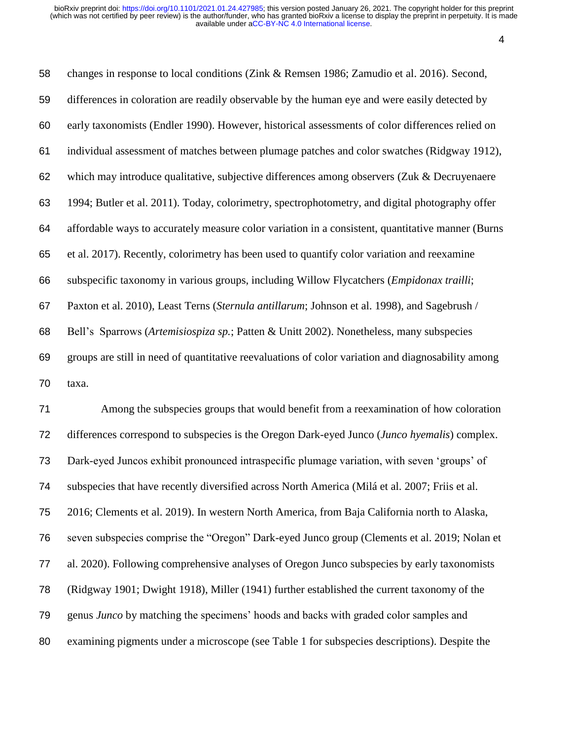changes in response to local conditions (Zink & Remsen 1986; Zamudio et al. 2016). Second, differences in coloration are readily observable by the human eye and were easily detected by early taxonomists (Endler 1990). However, historical assessments of color differences relied on individual assessment of matches between plumage patches and color swatches (Ridgway 1912), which may introduce qualitative, subjective differences among observers (Zuk & Decruyenaere 1994; Butler et al. 2011). Today, colorimetry, spectrophotometry, and digital photography offer affordable ways to accurately measure color variation in a consistent, quantitative manner (Burns et al. 2017). Recently, colorimetry has been used to quantify color variation and reexamine subspecific taxonomy in various groups, including Willow Flycatchers (*Empidonax traill*i; Paxton et al. 2010), Least Terns (*Sternula antillarum*; Johnson et al. 1998), and Sagebrush / Bell's Sparrows (*Artemisiospiza sp.*; Patten & Unitt 2002). Nonetheless, many subspecies groups are still in need of quantitative reevaluations of color variation and diagnosability among taxa.

Among the subspecies groups that would benefit from a reexamination of how coloration differences correspond to subspecies is the Oregon Dark-eyed Junco (*Junco hyemalis*) complex. Dark-eyed Juncos exhibit pronounced intraspecific plumage variation, with seven 'groups' of subspecies that have recently diversified across North America (Milá et al. 2007; Friis et al. 2016; Clements et al. 2019). In western North America, from Baja California north to Alaska, seven subspecies comprise the "Oregon" Dark-eyed Junco group (Clements et al. 2019; Nolan et al. 2020). Following comprehensive analyses of Oregon Junco subspecies by early taxonomists (Ridgway 1901; Dwight 1918), Miller (1941) further established the current taxonomy of the genus *Junco* by matching the specimens' hoods and backs with graded color samples and examining pigments under a microscope (see Table 1 for subspecies descriptions). Despite the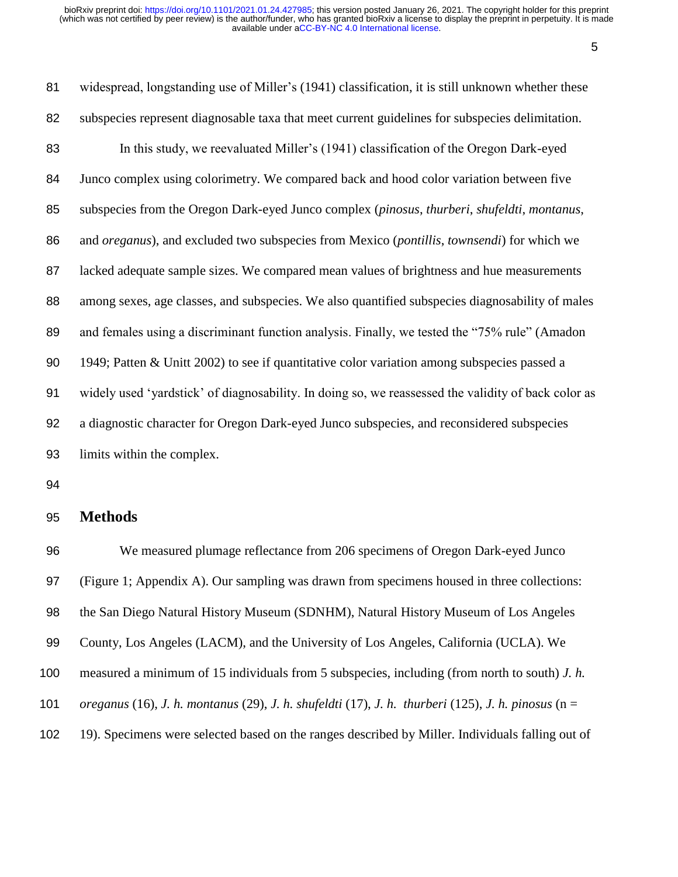widespread, longstanding use of Miller's (1941) classification, it is still unknown whether these subspecies represent diagnosable taxa that meet current guidelines for subspecies delimitation.

In this study, we reevaluated Miller's (1941) classification of the Oregon Dark-eyed Junco complex using colorimetry. We compared back and hood color variation between five subspecies from the Oregon Dark-eyed Junco complex (*pinosus*, *thurberi*, *shufeldti*, *montanus*, and *oreganus*), and excluded two subspecies from Mexico (*pontillis*, *townsendi*) for which we lacked adequate sample sizes. We compared mean values of brightness and hue measurements among sexes, age classes, and subspecies. We also quantified subspecies diagnosability of males and females using a discriminant function analysis. Finally, we tested the "75% rule" (Amadon 1949; Patten & Unitt 2002) to see if quantitative color variation among subspecies passed a widely used 'yardstick' of diagnosability. In doing so, we reassessed the validity of back color as a diagnostic character for Oregon Dark-eyed Junco subspecies, and reconsidered subspecies limits within the complex.

## Methods

We measured plumage reflectance from 206 specimens of Oregon Dark-eyed Junco (Figure 1; Appendix A). Our sampling was drawn from specimens housed in three collections: the San Diego Natural History Museum (SDNHM), Natural History Museum of Los Angeles County, Los Angeles (LACM), and the University of Los Angeles, California (UCLA). We measured a minimum of 15 individuals from 5 subspecies, including (from north to south) *J. h. oreganus* (16), *J. h. montanus* (29), *J. h. shufeldti* (17), *J. h. thurberi* (125), *J. h. pinosus* (n = 19). Specimens were selected based on the ranges described by Miller. Individuals falling out of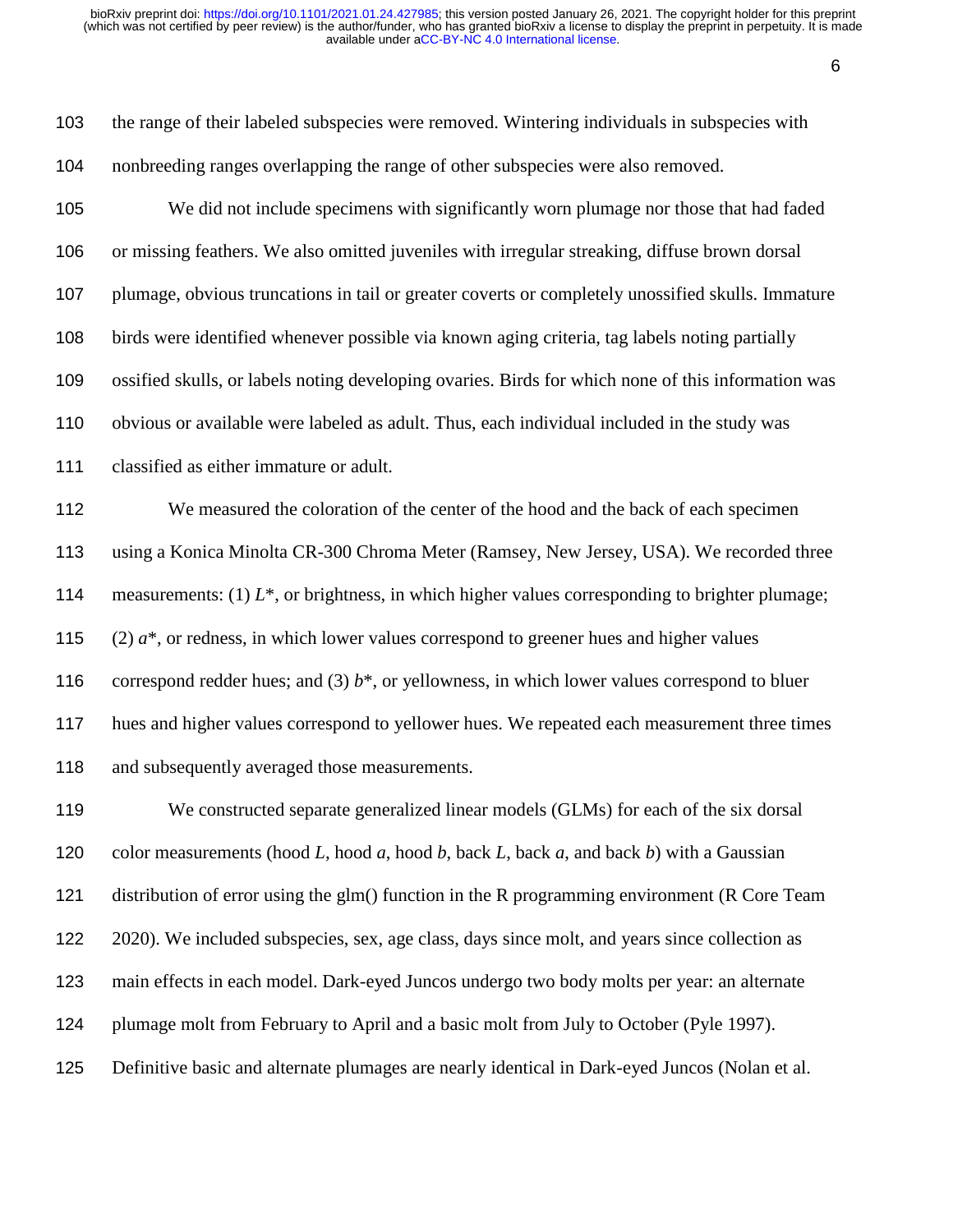the range of their labeled subspecies were removed. Wintering individuals in subspecies with nonbreeding ranges overlapping the range of other subspecies were also removed.

We did not include specimens with significantly worn plumage nor those that had faded or missing feathers. We also omitted juveniles with irregular streaking, diffuse brown dorsal plumage, obvious truncations in tail or greater coverts or completely unossified skulls. Immature birds were identified whenever possible via known aging criteria, tag labels noting partially ossified skulls, or labels noting developing ovaries. Birds for which none of this information was obvious or available were labeled as adult. Thus, each individual included in the study was classified as either immature or adult.

We measured the coloration of the center of the hood and the back of each specimen using a Konica Minolta CR-300 Chroma Meter (Ramsey, New Jersey, USA). We recorded three measurements: (1) $L^*$, or brightness, in which higher values corresponding to brighter plumage; (2) $a^*$, or redness, in which lower values correspond to greener hues and higher values correspond redder hues; and (3) $b^*$, or yellowness, in which lower values correspond to bluer hues and higher values correspond to yellower hues. We repeated each measurement three times and subsequently averaged those measurements.

We constructed separate generalized linear models (GLMs) for each of the six dorsal color measurements (hood $L$, hood $a$, hood $b$, back $L$, back $a$, and back $b$) with a Gaussian distribution of error using the glm() function in the R programming environment (R Core Team 2020). We included subspecies, sex, age class, days since molt, and years since collection as main effects in each model. Dark-eyed Juncos undergo two body molts per year: an alternate plumage molt from February to April and a basic molt from July to October (Pyle 1997). Definitive basic and alternate plumages are nearly identical in Dark-eyed Juncos (Nolan et al.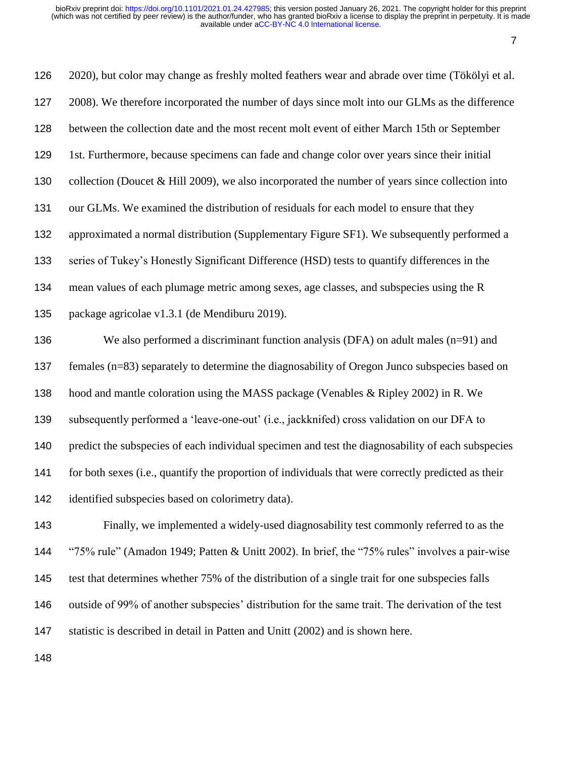2020), but color may change as freshly molted feathers wear and abrade over time (Tökölyi et al. 2008). We therefore incorporated the number of days since molt into our GLMs as the difference between the collection date and the most recent molt event of either March 15th or September 1st. Furthermore, because specimens can fade and change color over years since their initial collection (Doucet & Hill 2009), we also incorporated the number of years since collection into our GLMs. We examined the distribution of residuals for each model to ensure that they approximated a normal distribution (Supplementary Figure SF1). We subsequently performed a series of Tukey's Honestly Significant Difference (HSD) tests to quantify differences in the mean values of each plumage metric among sexes, age classes, and subspecies using the R package agricolae v1.3.1 (de Mendiburu 2019).

We also performed a discriminant function analysis (DFA) on adult males (n=91) and females (n=83) separately to determine the diagnosability of Oregon Junco subspecies based on hood and mantle coloration using the MASS package (Venables & Ripley 2002) in R. We subsequently performed a 'leave-one-out' (i.e., jackknifed) cross validation on our DFA to predict the subspecies of each individual specimen and test the diagnosability of each subspecies for both sexes (i.e., quantify the proportion of individuals that were correctly predicted as their identified subspecies based on colorimetry data).

Finally, we implemented a widely-used diagnosability test commonly referred to as the "75% rule" (Amadon 1949; Patten & Unitt 2002). In brief, the "75% rules" involves a pair-wise test that determines whether 75% of the distribution of a single trait for one subspecies falls outside of 99% of another subspecies' distribution for the same trait. The derivation of the test statistic is described in detail in Patten and Unitt (2002) and is shown here.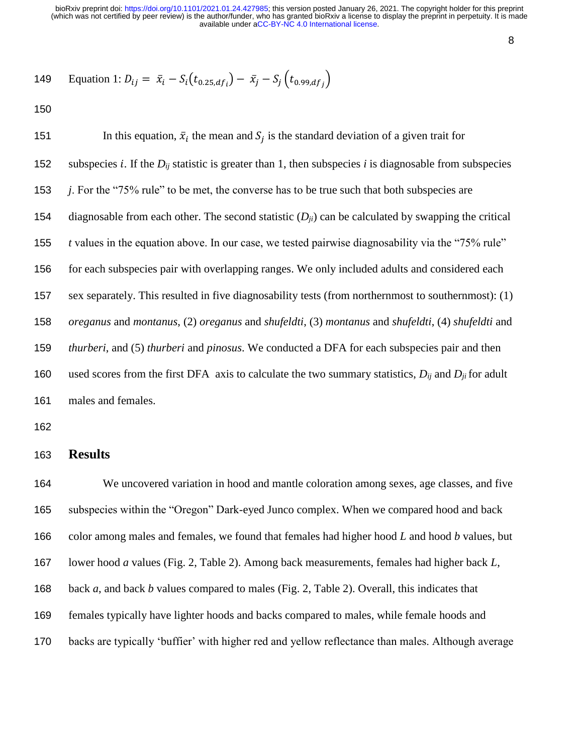Equation 1: $D_{ij} = \bar{x}_i - S_i(t_{0.25,df_i}) - \bar{x}_j - S_j\left(t_{0.99,df_j}\right)$

In this equation, $\bar{x}_i$ the mean and $S_j$ is the standard deviation of a given trait for subspecies $i$. If the $D_{ij}$ statistic is greater than 1, then subspecies $i$ is diagnosable from subspecies $j$. For the "75% rule" to be met, the converse has to be true such that both subspecies are diagnosable from each other. The second statistic ($D_{ji}$) can be calculated by swapping the critical $t$ values in the equation above. In our case, we tested pairwise diagnosability via the "75% rule" for each subspecies pair with overlapping ranges. We only included adults and considered each sex separately. This resulted in five diagnosability tests (from northernmost to southernmost): (1) *oreganus* and *montanus*, (2) *oreganus* and *shufeldti*, (3) *montanus* and *shufeldti*, (4) *shufeldti* and *thurberi*, and (5) *thurberi* and *pinosus*. We conducted a DFA for each subspecies pair and then used scores from the first DFA axis to calculate the two summary statistics, $D_{ij}$ and $D_{ji}$ for adult males and females.

## Results

We uncovered variation in hood and mantle coloration among sexes, age classes, and five subspecies within the "Oregon" Dark-eyed Junco complex. When we compared hood and back color among males and females, we found that females had higher hood $L$ and hood $b$ values, but lower hood $a$ values (Fig. 2, Table 2). Among back measurements, females had higher back $L$, back $a$, and back $b$ values compared to males (Fig. 2, Table 2). Overall, this indicates that females typically have lighter hoods and backs compared to males, while female hoods and backs are typically 'buffier' with higher red and yellow reflectance than males. Although average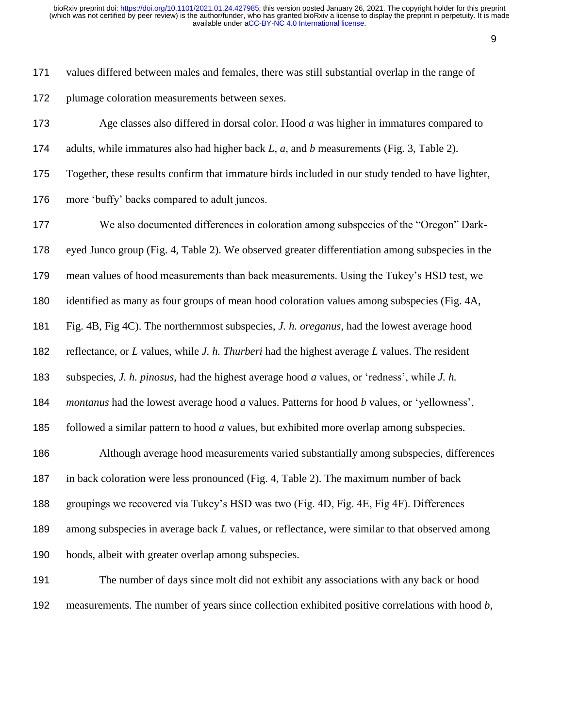values differed between males and females, there was still substantial overlap in the range of plumage coloration measurements between sexes.

Age classes also differed in dorsal color. Hood *a* was higher in immatures compared to adults, while immatures also had higher back *L*, *a*, and *b* measurements (Fig. 3, Table 2). Together, these results confirm that immature birds included in our study tended to have lighter, more 'buffy' backs compared to adult juncos.

We also documented differences in coloration among subspecies of the "Oregon" Dark-eyed Junco group (Fig. 4, Table 2). We observed greater differentiation among subspecies in the mean values of hood measurements than back measurements. Using the Tukey's HSD test, we identified as many as four groups of mean hood coloration values among subspecies (Fig. 4A, Fig. 4B, Fig 4C). The northernmost subspecies, *J. h. oreganus*, had the lowest average hood reflectance, or *L* values, while *J. h. Thurberi* had the highest average *L* values. The resident subspecies, *J. h. pinosus*, had the highest average hood *a* values, or 'redness', while *J. h. montanus* had the lowest average hood *a* values. Patterns for hood *b* values, or 'yellowness', followed a similar pattern to hood *a* values, but exhibited more overlap among subspecies.

Although average hood measurements varied substantially among subspecies, differences in back coloration were less pronounced (Fig. 4, Table 2). The maximum number of back groupings we recovered via Tukey's HSD was two (Fig. 4D, Fig. 4E, Fig 4F). Differences among subspecies in average back *L* values, or reflectance, were similar to that observed among hoods, albeit with greater overlap among subspecies.

The number of days since molt did not exhibit any associations with any back or hood measurements. The number of years since collection exhibited positive correlations with hood *b*,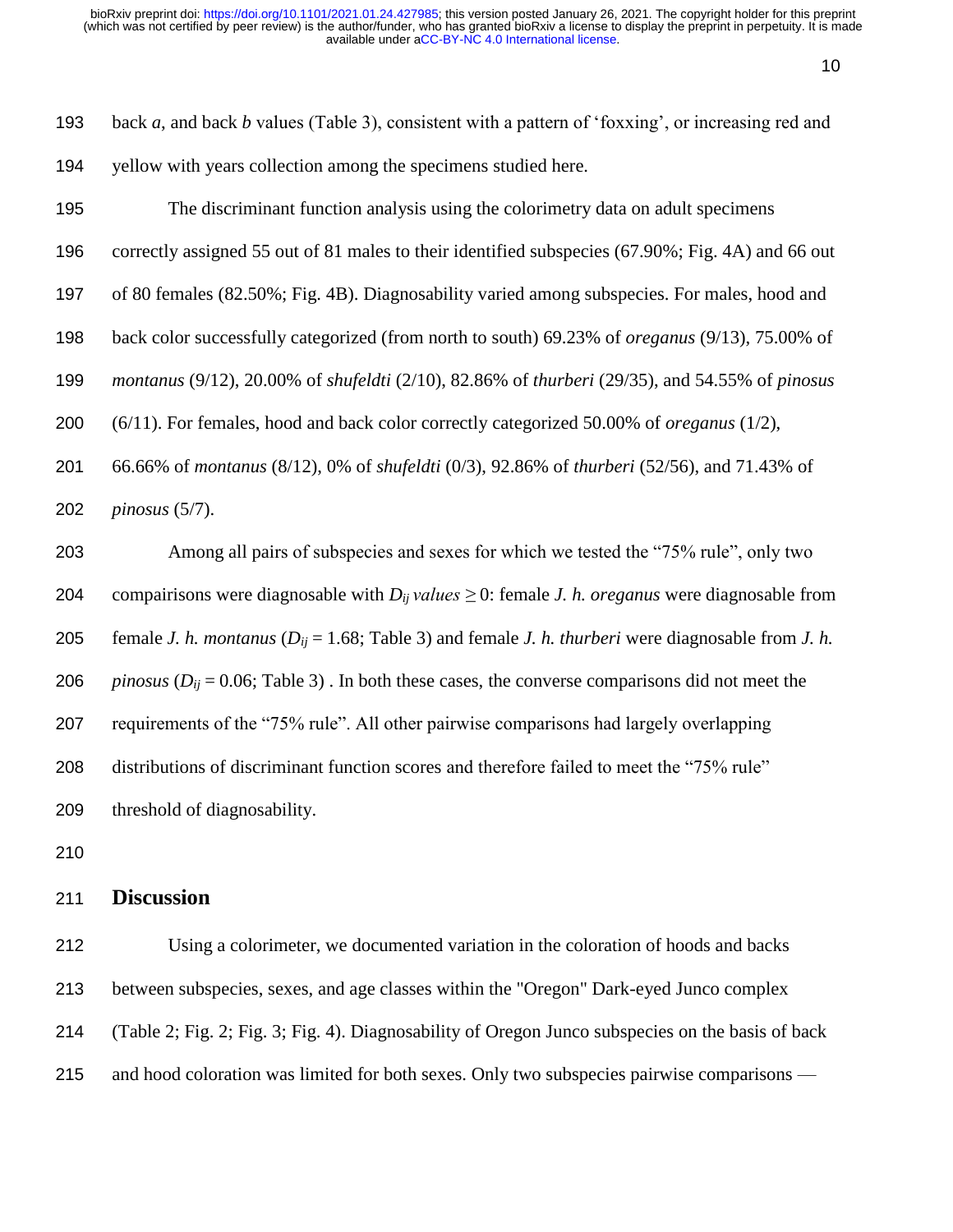back *a*, and back *b* values (Table 3), consistent with a pattern of 'foxxing', or increasing red and yellow with years collection among the specimens studied here.

The discriminant function analysis using the colorimetry data on adult specimens correctly assigned 55 out of 81 males to their identified subspecies (67.90%; Fig. 4A) and 66 out of 80 females (82.50%; Fig. 4B). Diagnosability varied among subspecies. For males, hood and back color successfully categorized (from north to south) 69.23% of *oreganus* (9/13), 75.00% of *montanus* (9/12), 20.00% of *shufeldti* (2/10), 82.86% of *thurberi* (29/35), and 54.55% of *pinosus* (6/11). For females, hood and back color correctly categorized 50.00% of *oreganus* (1/2), 66.66% of *montanus* (8/12), 0% of *shufeldti* (0/3), 92.86% of *thurberi* (52/56), and 71.43% of *pinosus* (5/7).

Among all pairs of subspecies and sexes for which we tested the "75% rule", only two compairisons were diagnosable with $D_{ij}$ *values* $\geq 0$: female *J. h. oreganus* were diagnosable from female *J. h. montanus* ($D_{ij} = 1.68$; Table 3) and female *J. h. thurberi* were diagnosable from *J. h. pinosus* ($D_{ij} = 0.06$; Table 3) . In both these cases, the converse comparisons did not meet the requirements of the "75% rule". All other pairwise comparisons had largely overlapping distributions of discriminant function scores and therefore failed to meet the "75% rule" threshold of diagnosability.

## Discussion

Using a colorimeter, we documented variation in the coloration of hoods and backs between subspecies, sexes, and age classes within the "Oregon" Dark-eyed Junco complex (Table 2; Fig. 2; Fig. 3; Fig. 4). Diagnosability of Oregon Junco subspecies on the basis of back and hood coloration was limited for both sexes. Only two subspecies pairwise comparisons —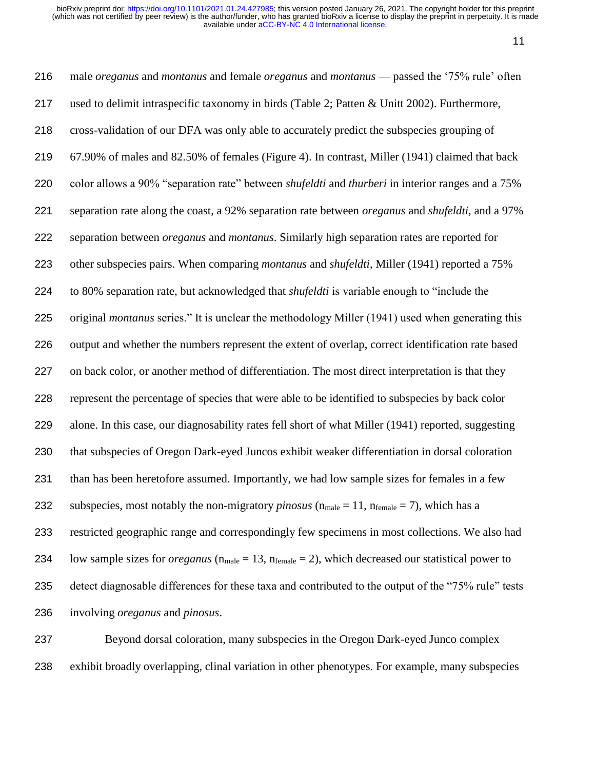male *oreganus* and *montanus* and female *oreganus* and *montanus* — passed the '75% rule' often used to delimit intraspecific taxonomy in birds (Table 2; Patten & Unitt 2002). Furthermore, cross-validation of our DFA was only able to accurately predict the subspecies grouping of 67.90% of males and 82.50% of females (Figure 4). In contrast, Miller (1941) claimed that back color allows a 90% "separation rate" between *shufeldti* and *thurberi* in interior ranges and a 75% separation rate along the coast, a 92% separation rate between *oreganus* and *shufeldti,* and a 97% separation between *oreganus* and *montanus*. Similarly high separation rates are reported for other subspecies pairs. When comparing *montanus* and *shufeldti*, Miller (1941) reported a 75% to 80% separation rate, but acknowledged that *shufeldti* is variable enough to "include the original *montanus* series." It is unclear the methodology Miller (1941) used when generating this output and whether the numbers represent the extent of overlap, correct identification rate based on back color, or another method of differentiation. The most direct interpretation is that they represent the percentage of species that were able to be identified to subspecies by back color alone. In this case, our diagnosability rates fell short of what Miller (1941) reported, suggesting that subspecies of Oregon Dark-eyed Juncos exhibit weaker differentiation in dorsal coloration than has been heretofore assumed. Importantly, we had low sample sizes for females in a few subspecies, most notably the non-migratory *pinosus* ($n_{male} = 11$, $n_{female} = 7$), which has a restricted geographic range and correspondingly few specimens in most collections. We also had low sample sizes for *oreganus* ($n_{male} = 13$, $n_{female} = 2$), which decreased our statistical power to detect diagnosable differences for these taxa and contributed to the output of the "75% rule" tests involving *oreganus* and *pinosus*.

Beyond dorsal coloration, many subspecies in the Oregon Dark-eyed Junco complex exhibit broadly overlapping, clinal variation in other phenotypes. For example, many subspecies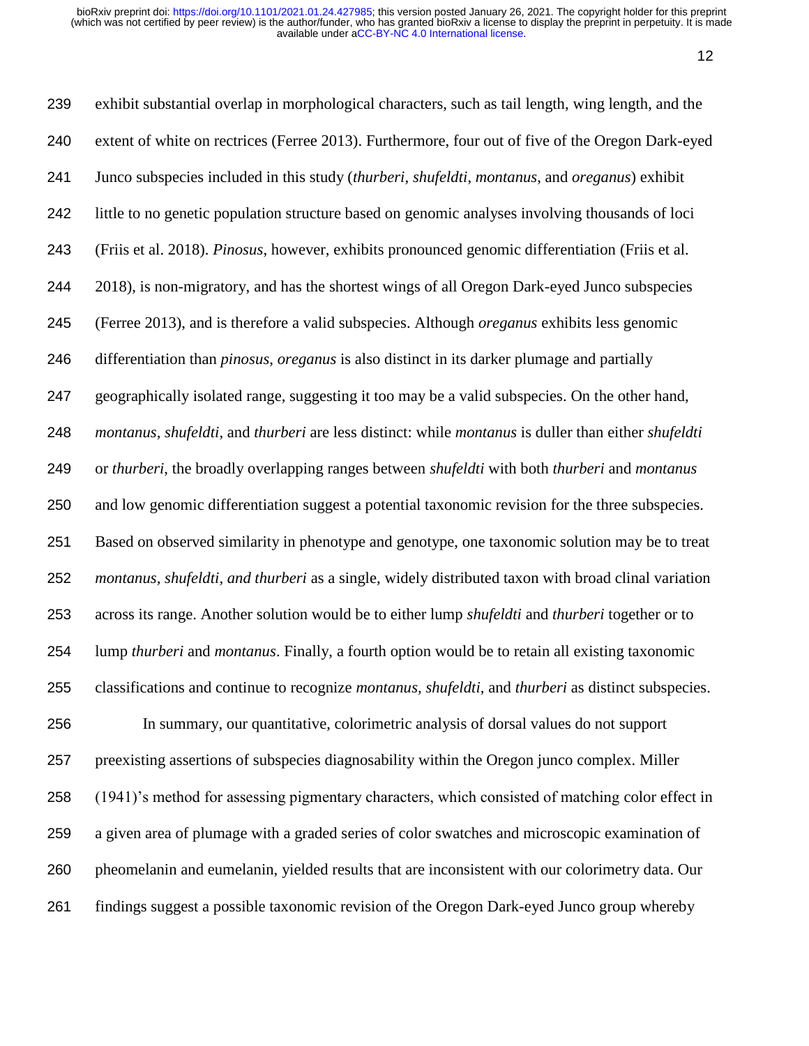exhibit substantial overlap in morphological characters, such as tail length, wing length, and the extent of white on rectrices (Ferree 2013). Furthermore, four out of five of the Oregon Dark-eyed Junco subspecies included in this study (*thurberi*, *shufeldti*, *montanus*, and *oreganus*) exhibit little to no genetic population structure based on genomic analyses involving thousands of loci (Friis et al. 2018). *Pinosus*, however, exhibits pronounced genomic differentiation (Friis et al. 2018), is non-migratory, and has the shortest wings of all Oregon Dark-eyed Junco subspecies (Ferree 2013), and is therefore a valid subspecies. Although *oreganus* exhibits less genomic differentiation than *pinosus*, *oreganus* is also distinct in its darker plumage and partially geographically isolated range, suggesting it too may be a valid subspecies. On the other hand, *montanus*, *shufeldti*, and *thurberi* are less distinct: while *montanus* is duller than either *shufeldti* or *thurberi*, the broadly overlapping ranges between *shufeldti* with both *thurberi* and *montanus* and low genomic differentiation suggest a potential taxonomic revision for the three subspecies. Based on observed similarity in phenotype and genotype, one taxonomic solution may be to treat *montanus, shufeldti, and thurberi* as a single, widely distributed taxon with broad clinal variation across its range. Another solution would be to either lump *shufeldti* and *thurberi* together or to lump *thurberi* and *montanus*. Finally, a fourth option would be to retain all existing taxonomic classifications and continue to recognize *montanus*, *shufeldti*, and *thurberi* as distinct subspecies.

In summary, our quantitative, colorimetric analysis of dorsal values do not support preexisting assertions of subspecies diagnosability within the Oregon junco complex. Miller (1941)'s method for assessing pigmentary characters, which consisted of matching color effect in a given area of plumage with a graded series of color swatches and microscopic examination of pheomelanin and eumelanin, yielded results that are inconsistent with our colorimetry data. Our findings suggest a possible taxonomic revision of the Oregon Dark-eyed Junco group whereby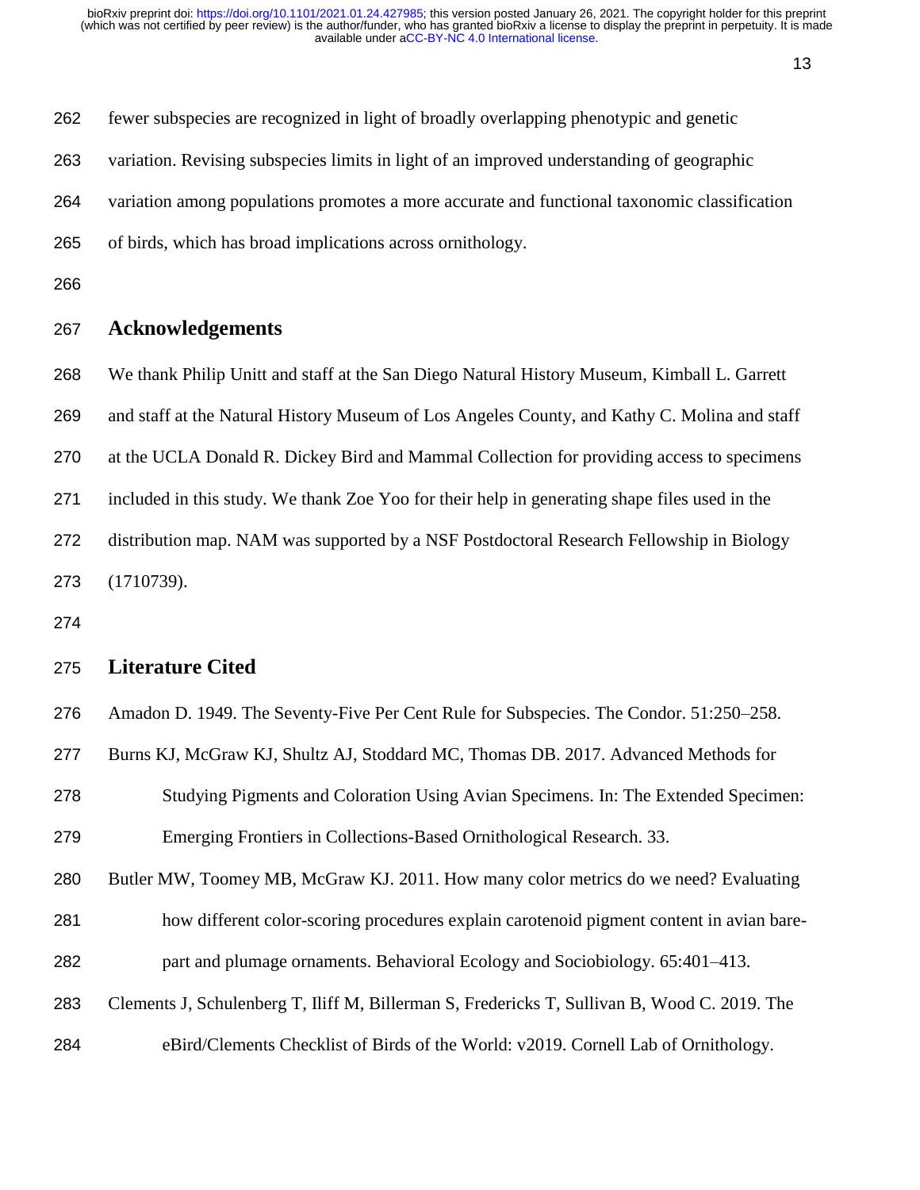fewer subspecies are recognized in light of broadly overlapping phenotypic and genetic variation. Revising subspecies limits in light of an improved understanding of geographic variation among populations promotes a more accurate and functional taxonomic classification of birds, which has broad implications across ornithology.

## Acknowledgements

We thank Philip Unitt and staff at the San Diego Natural History Museum, Kimball L. Garrett and staff at the Natural History Museum of Los Angeles County, and Kathy C. Molina and staff at the UCLA Donald R. Dickey Bird and Mammal Collection for providing access to specimens included in this study. We thank Zoe Yoo for their help in generating shape files used in the distribution map. NAM was supported by a NSF Postdoctoral Research Fellowship in Biology (1710739).

## Literature Cited

Amadon D. 1949. The Seventy-Five Per Cent Rule for Subspecies. The Condor. 51:250–258.

Burns KJ, McGraw KJ, Shultz AJ, Stoddard MC, Thomas DB. 2017. Advanced Methods for Studying Pigments and Coloration Using Avian Specimens. In: The Extended Specimen: Emerging Frontiers in Collections-Based Ornithological Research. 33.

Butler MW, Toomey MB, McGraw KJ. 2011. How many color metrics do we need? Evaluating how different color-scoring procedures explain carotenoid pigment content in avian bare-part and plumage ornaments. Behavioral Ecology and Sociobiology. 65:401–413.

Clements J, Schulenberg T, Iliff M, Billerman S, Fredericks T, Sullivan B, Wood C. 2019. The eBird/Clements Checklist of Birds of the World: v2019. Cornell Lab of Ornithology.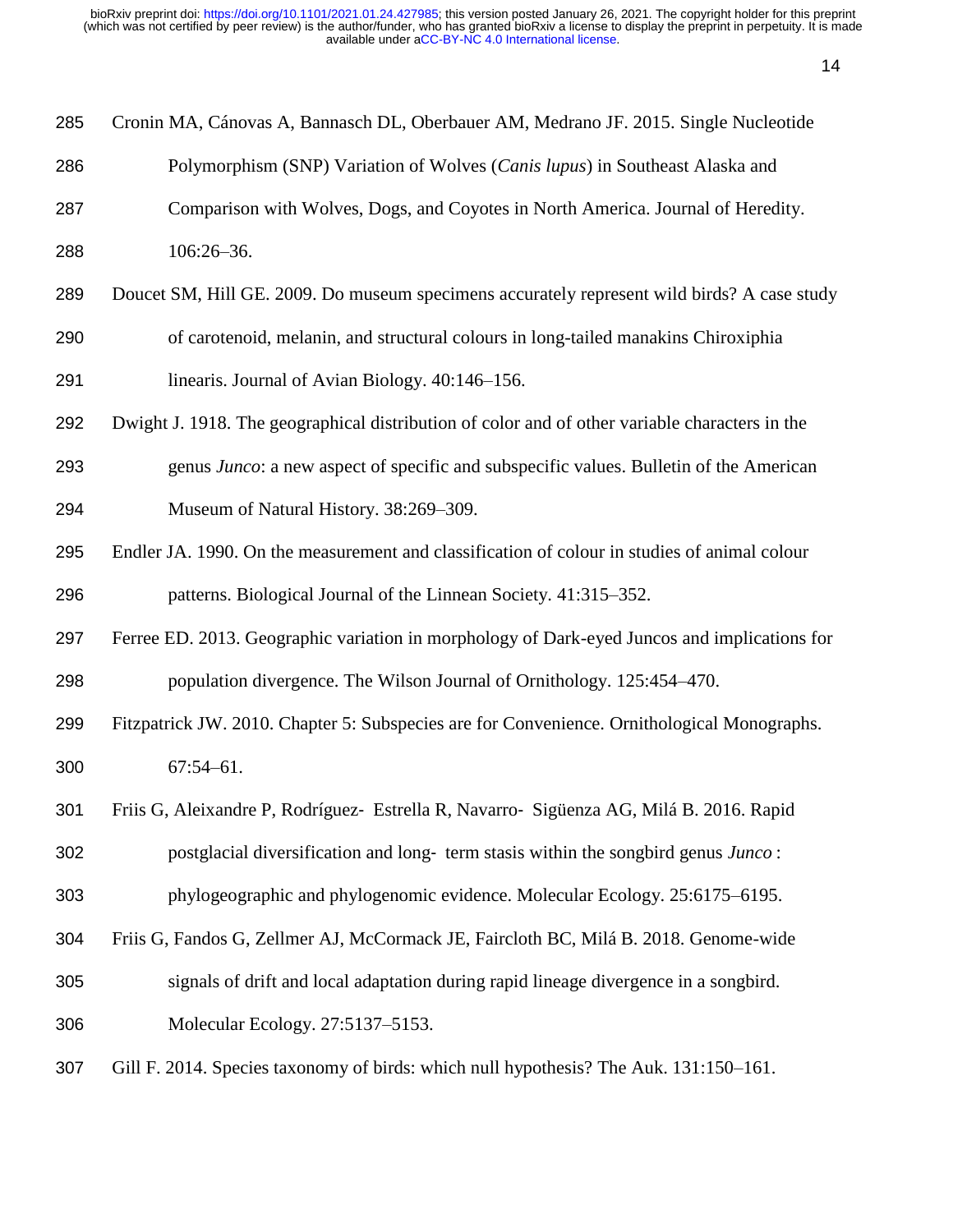285 Cronin MA, Cánovas A, Bannasch DL, Oberbauer AM, Medrano JF. 2015. Single Nucleotide
286 Polymorphism (SNP) Variation of Wolves (*Canis lupus*) in Southeast Alaska and
287 Comparison with Wolves, Dogs, and Coyotes in North America. Journal of Heredity.
288 106:26–36.

289 Doucet SM, Hill GE. 2009. Do museum specimens accurately represent wild birds? A case study
290 of carotenoid, melanin, and structural colours in long-tailed manakins Chiroxiphia
291 linearis. Journal of Avian Biology. 40:146–156.

292 Dwight J. 1918. The geographical distribution of color and of other variable characters in the
293 genus *Junco*: a new aspect of specific and subspecific values. Bulletin of the American
294 Museum of Natural History. 38:269–309.

295 Endler JA. 1990. On the measurement and classification of colour in studies of animal colour
296 patterns. Biological Journal of the Linnean Society. 41:315–352.

297 Ferree ED. 2013. Geographic variation in morphology of Dark-eyed Juncos and implications for
298 population divergence. The Wilson Journal of Ornithology. 125:454–470.

299 Fitzpatrick JW. 2010. Chapter 5: Subspecies are for Convenience. Ornithological Monographs.
300 67:54–61.

301 Friis G, Aleixandre P, Rodríguez‐ Estrella R, Navarro‐ Sigüenza AG, Milá B. 2016. Rapid
302 postglacial diversification and long‐ term stasis within the songbird genus *Junco* :
303 phylogeographic and phylogenomic evidence. Molecular Ecology. 25:6175–6195.

304 Friis G, Fandos G, Zellmer AJ, McCormack JE, Faircloth BC, Milá B. 2018. Genome-wide
305 signals of drift and local adaptation during rapid lineage divergence in a songbird.
306 Molecular Ecology. 27:5137–5153.

307 Gill F. 2014. Species taxonomy of birds: which null hypothesis? The Auk. 131:150–161.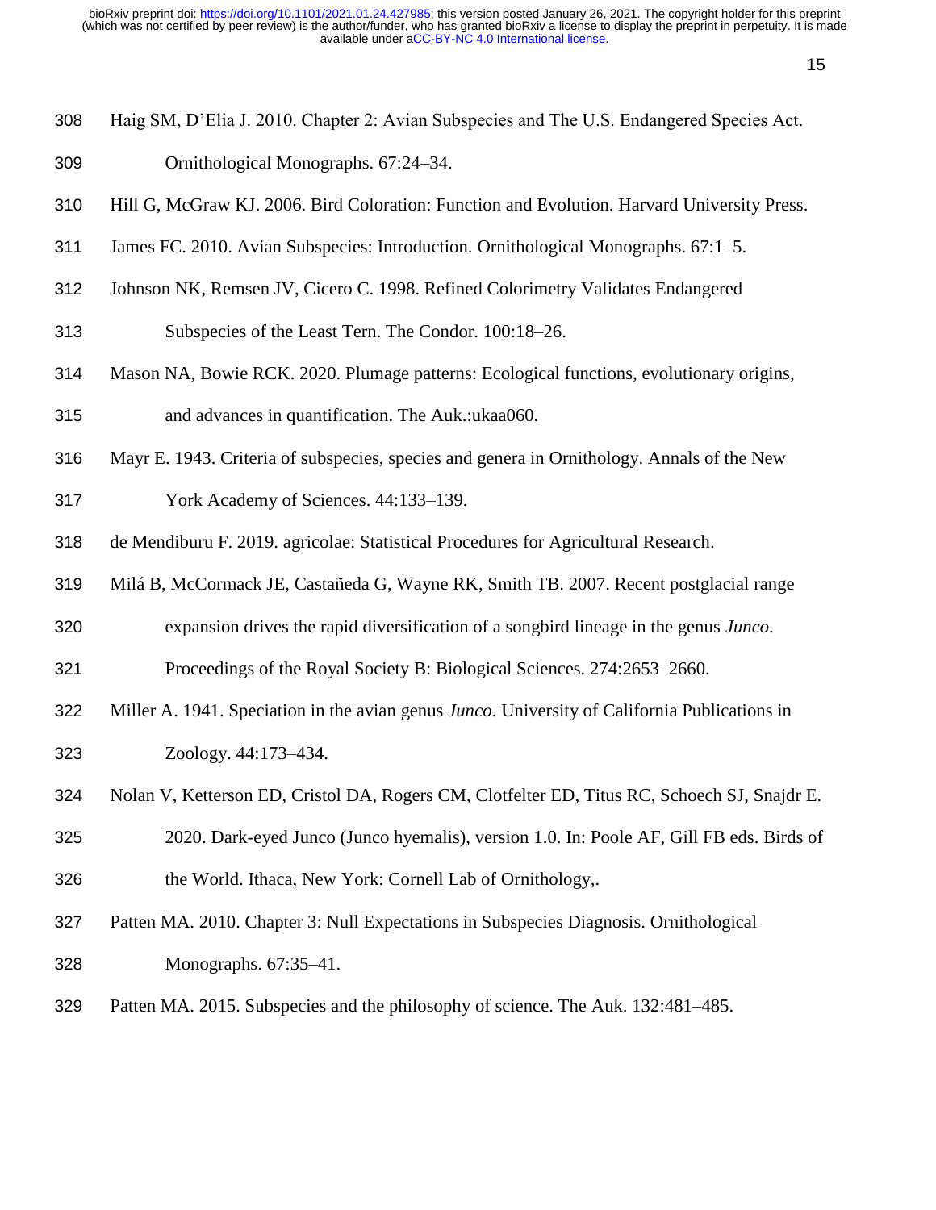Haig SM, D'Elia J. 2010. Chapter 2: Avian Subspecies and The U.S. Endangered Species Act. Ornithological Monographs. 67:24–34.

Hill G, McGraw KJ. 2006. Bird Coloration: Function and Evolution. Harvard University Press.

James FC. 2010. Avian Subspecies: Introduction. Ornithological Monographs. 67:1–5.

Johnson NK, Remsen JV, Cicero C. 1998. Refined Colorimetry Validates Endangered Subspecies of the Least Tern. The Condor. 100:18–26.

Mason NA, Bowie RCK. 2020. Plumage patterns: Ecological functions, evolutionary origins, and advances in quantification. The Auk.:ukaa060.

Mayr E. 1943. Criteria of subspecies, species and genera in Ornithology. Annals of the New York Academy of Sciences. 44:133–139.

de Mendiburu F. 2019. agricolae: Statistical Procedures for Agricultural Research.

Milá B, McCormack JE, Castañeda G, Wayne RK, Smith TB. 2007. Recent postglacial range expansion drives the rapid diversification of a songbird lineage in the genus *Junco*. Proceedings of the Royal Society B: Biological Sciences. 274:2653–2660.

Miller A. 1941. Speciation in the avian genus *Junco*. University of California Publications in Zoology. 44:173–434.

Nolan V, Ketterson ED, Cristol DA, Rogers CM, Clotfelter ED, Titus RC, Schoech SJ, Snajdr E. 2020. Dark-eyed Junco (Junco hyemalis), version 1.0. In: Poole AF, Gill FB eds. Birds of the World. Ithaca, New York: Cornell Lab of Ornithology,.

Patten MA. 2010. Chapter 3: Null Expectations in Subspecies Diagnosis. Ornithological Monographs. 67:35–41.

Patten MA. 2015. Subspecies and the philosophy of science. The Auk. 132:481–485.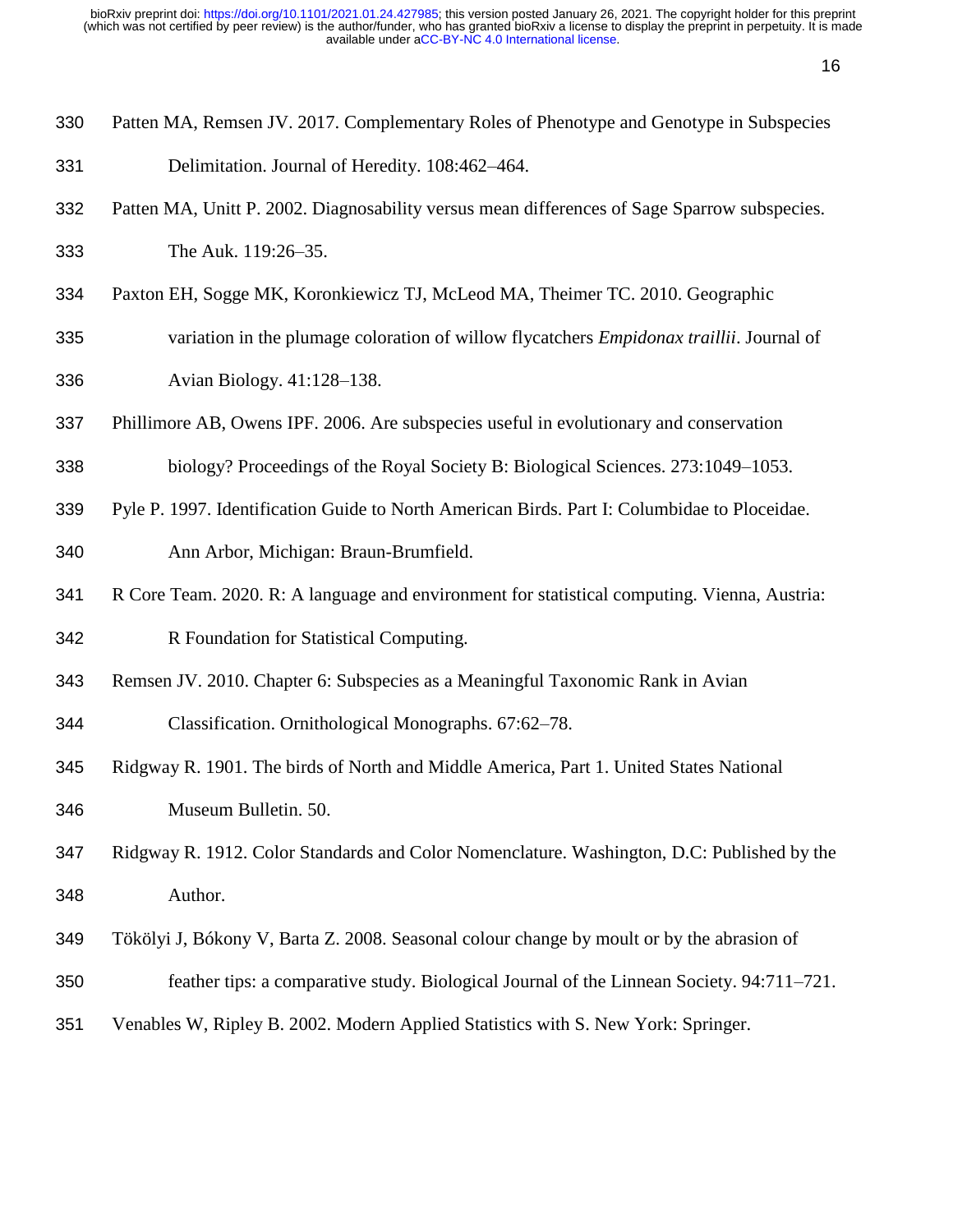Patten MA, Remsen JV. 2017. Complementary Roles of Phenotype and Genotype in Subspecies Delimitation. Journal of Heredity. 108:462–464.

Patten MA, Unitt P. 2002. Diagnosability versus mean differences of Sage Sparrow subspecies. The Auk. 119:26–35.

Paxton EH, Sogge MK, Koronkiewicz TJ, McLeod MA, Theimer TC. 2010. Geographic variation in the plumage coloration of willow flycatchers *Empidonax traillii*. Journal of Avian Biology. 41:128–138.

Phillimore AB, Owens IPF. 2006. Are subspecies useful in evolutionary and conservation biology? Proceedings of the Royal Society B: Biological Sciences. 273:1049–1053.

Pyle P. 1997. Identification Guide to North American Birds. Part I: Columbidae to Ploceidae. Ann Arbor, Michigan: Braun-Brumfield.

R Core Team. 2020. R: A language and environment for statistical computing. Vienna, Austria: R Foundation for Statistical Computing.

Remsen JV. 2010. Chapter 6: Subspecies as a Meaningful Taxonomic Rank in Avian Classification. Ornithological Monographs. 67:62–78.

Ridgway R. 1901. The birds of North and Middle America, Part 1. United States National Museum Bulletin. 50.

Ridgway R. 1912. Color Standards and Color Nomenclature. Washington, D.C: Published by the Author.

Tökölyi J, Bókony V, Barta Z. 2008. Seasonal colour change by moult or by the abrasion of feather tips: a comparative study. Biological Journal of the Linnean Society. 94:711–721.

Venables W, Ripley B. 2002. Modern Applied Statistics with S. New York: Springer.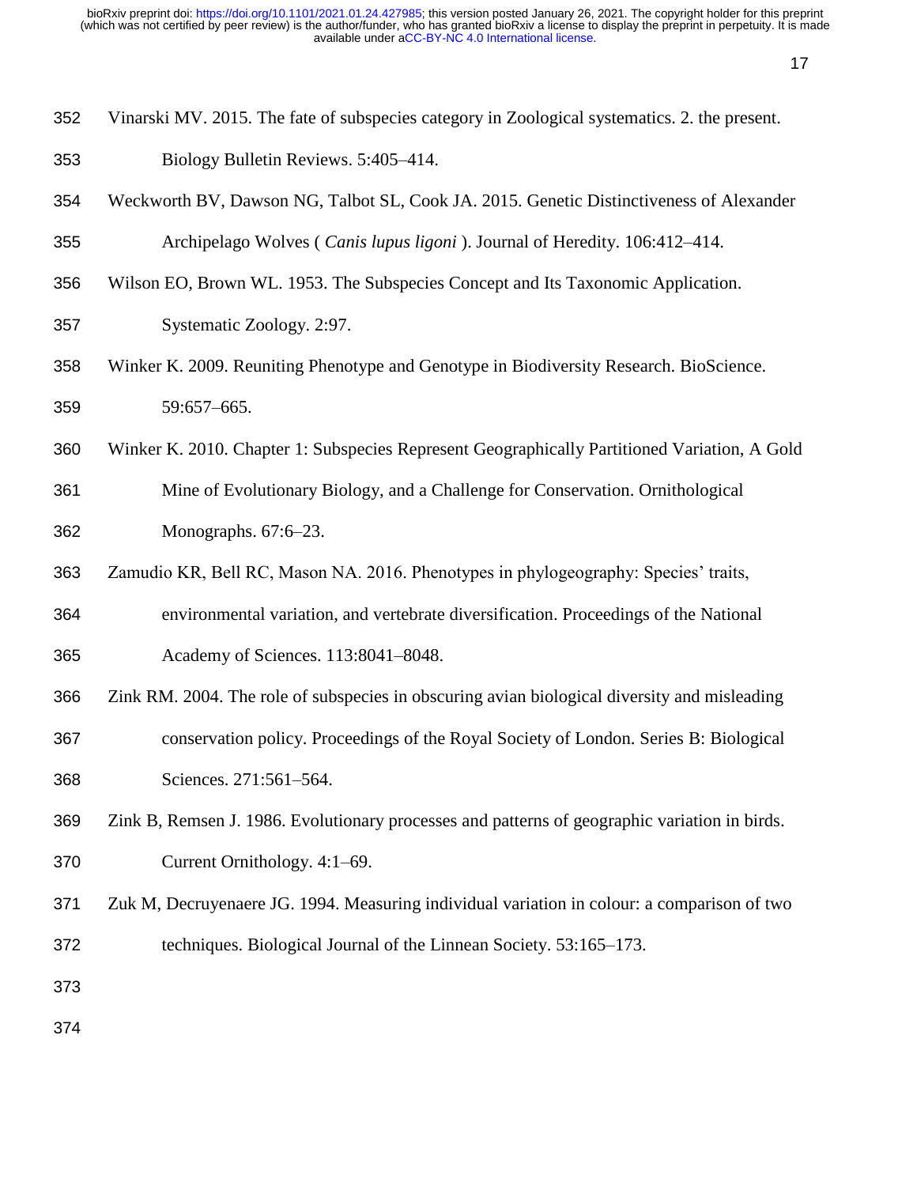Vinarski MV. 2015. The fate of subspecies category in Zoological systematics. 2. the present. Biology Bulletin Reviews. 5:405–414.

Weckworth BV, Dawson NG, Talbot SL, Cook JA. 2015. Genetic Distinctiveness of Alexander Archipelago Wolves ( *Canis lupus ligoni* ). Journal of Heredity. 106:412–414.

Wilson EO, Brown WL. 1953. The Subspecies Concept and Its Taxonomic Application. Systematic Zoology. 2:97.

Winker K. 2009. Reuniting Phenotype and Genotype in Biodiversity Research. BioScience. 59:657–665.

Winker K. 2010. Chapter 1: Subspecies Represent Geographically Partitioned Variation, A Gold Mine of Evolutionary Biology, and a Challenge for Conservation. Ornithological Monographs. 67:6–23.

Zamudio KR, Bell RC, Mason NA. 2016. Phenotypes in phylogeography: Species' traits, environmental variation, and vertebrate diversification. Proceedings of the National Academy of Sciences. 113:8041–8048.

Zink RM. 2004. The role of subspecies in obscuring avian biological diversity and misleading conservation policy. Proceedings of the Royal Society of London. Series B: Biological Sciences. 271:561–564.

Zink B, Remsen J. 1986. Evolutionary processes and patterns of geographic variation in birds. Current Ornithology. 4:1–69.

Zuk M, Decruyenaere JG. 1994. Measuring individual variation in colour: a comparison of two techniques. Biological Journal of the Linnean Society. 53:165–173.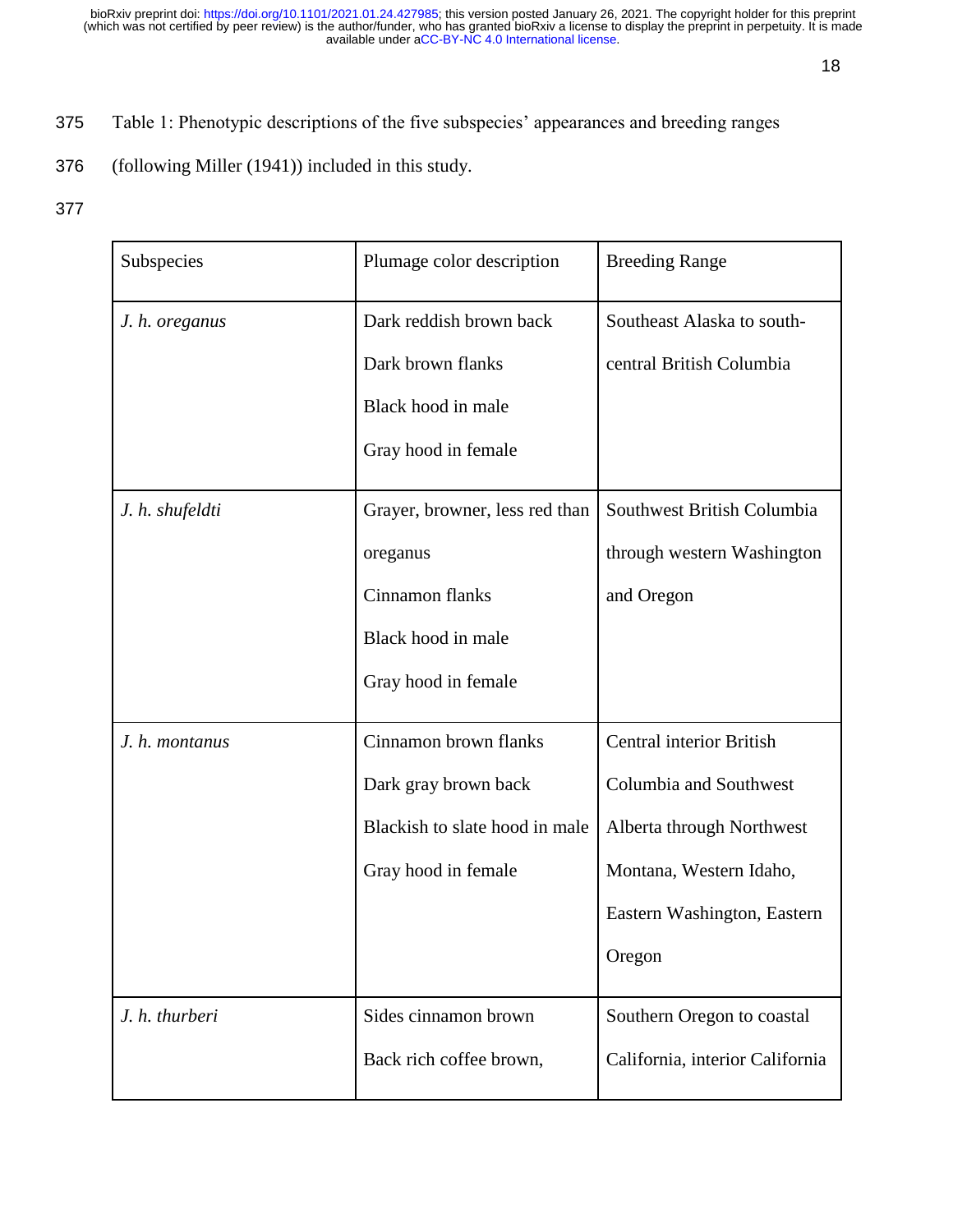Table 1: Phenotypic descriptions of the five subspecies' appearances and breeding ranges (following Miller (1941)) included in this study.

| Subspecies | Plumage color description | Breeding Range |
|---|---|---|
| *J. h. oreganus* | Dark reddish brown back<br>Dark brown flanks<br>Black hood in male<br>Gray hood in female | Southeast Alaska to south-central British Columbia |
| *J. h. shufeldti* | Grayer, browner, less red than oreganus<br>Cinnamon flanks<br>Black hood in male<br>Gray hood in female | Southwest British Columbia through western Washington and Oregon |
| *J. h. montanus* | Cinnamon brown flanks<br>Dark gray brown back<br>Blackish to slate hood in male<br>Gray hood in female | Central interior British Columbia and Southwest Alberta through Northwest Montana, Western Idaho, Eastern Washington, Eastern Oregon |
| *J. h. thurberi* | Sides cinnamon brown<br>Back rich coffee brown, | Southern Oregon to coastal California, interior California |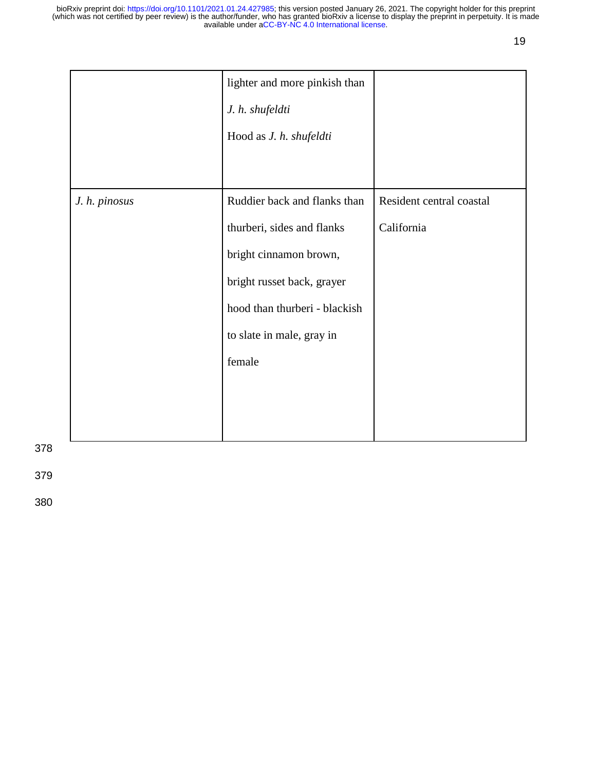| | | |
|---|---|---|
| | lighter and more pinkish than *J. h. shufeldti* Hood as *J. h. shufeldti* | |
| *J. h. pinosus* | Ruddier back and flanks than thurberi, sides and flanks bright cinnamon brown, bright russet back, grayer hood than thurberi - blackish to slate in male, gray in female | Resident central coastal California |

378

379

380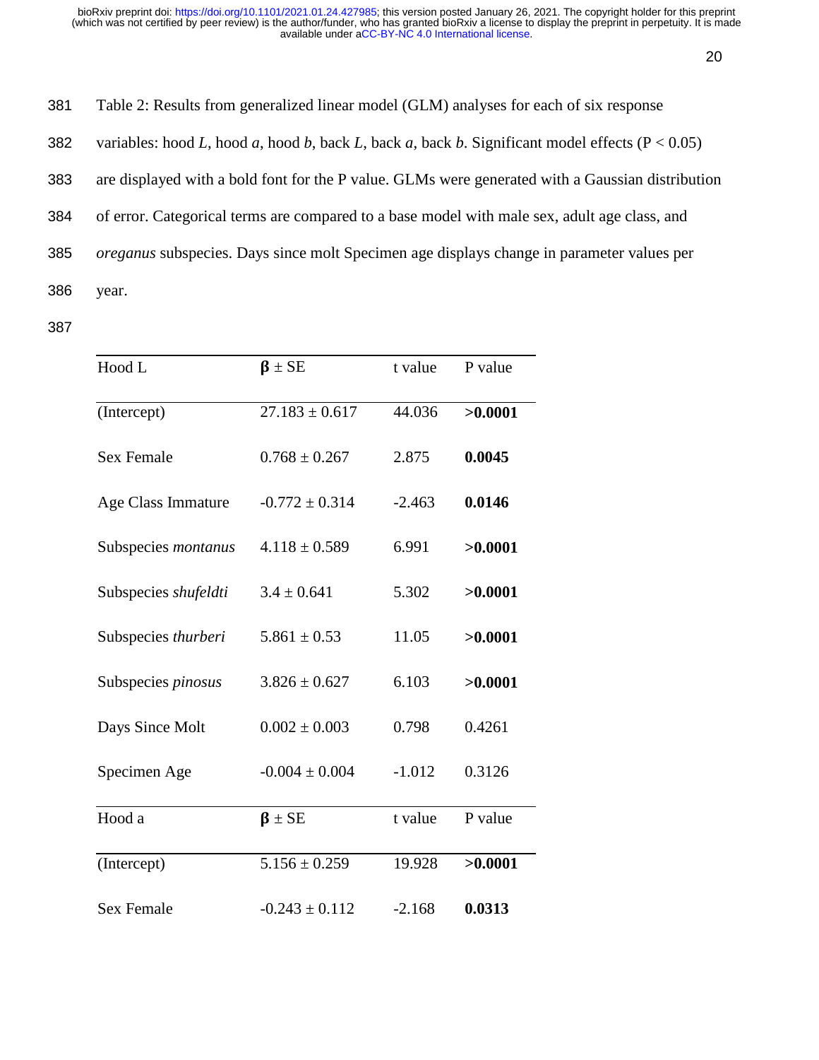Table 2: Results from generalized linear model (GLM) analyses for each of six response variables: hood *L*, hood *a*, hood *b*, back *L*, back *a*, back *b*. Significant model effects (P < 0.05) are displayed with a bold font for the P value. GLMs were generated with a Gaussian distribution of error. Categorical terms are compared to a base model with male sex, adult age class, and *oreganus* subspecies. Days since molt Specimen age displays change in parameter values per year.

| Hood L | **β** ± SE | t value | P value |
|---|---|---|---|
| (Intercept) | 27.183 ± 0.617 | 44.036 | **>0.0001** |
| Sex Female | 0.768 ± 0.267 | 2.875 | **0.0045** |
| Age Class Immature | -0.772 ± 0.314 | -2.463 | **0.0146** |
| Subspecies *montanus* | 4.118 ± 0.589 | 6.991 | **>0.0001** |
| Subspecies *shufeldti* | 3.4 ± 0.641 | 5.302 | **>0.0001** |
| Subspecies *thurberi* | 5.861 ± 0.53 | 11.05 | **>0.0001** |
| Subspecies *pinosus* | 3.826 ± 0.627 | 6.103 | **>0.0001** |
| Days Since Molt | 0.002 ± 0.003 | 0.798 | 0.4261 |
| Specimen Age | -0.004 ± 0.004 | -1.012 | 0.3126 |

| Hood a | **β** ± SE | t value | P value |
|---|---|---|---|
| (Intercept) | 5.156 ± 0.259 | 19.928 | **>0.0001** |
| Sex Female | -0.243 ± 0.112 | -2.168 | **0.0313** |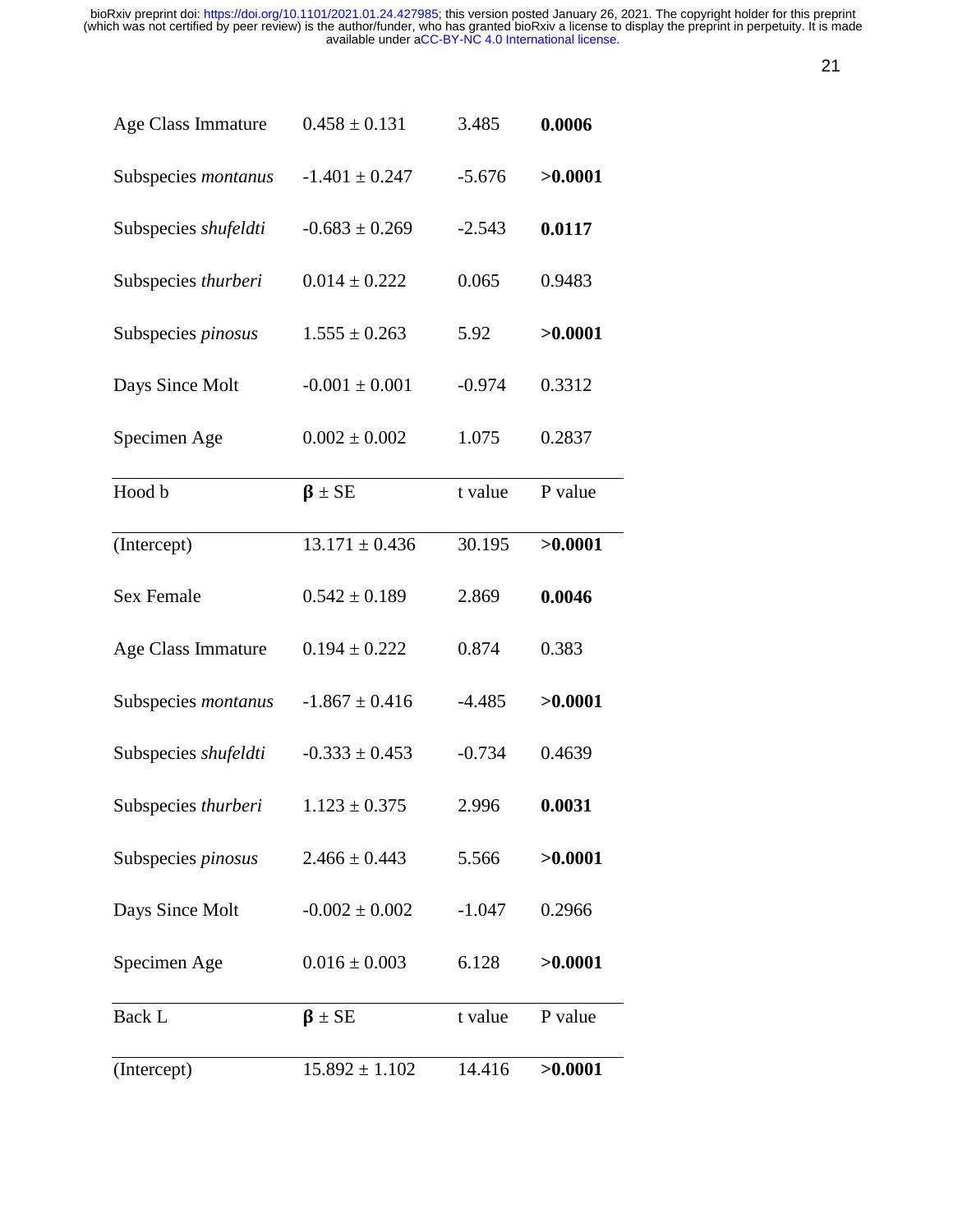| | | | |
|---|---|---|---|
| Age Class Immature | 0.458 ± 0.131 | 3.485 | **0.0006** |
| Subspecies *montanus* | -1.401 ± 0.247 | -5.676 | **>0.0001** |
| Subspecies *shufeldti* | -0.683 ± 0.269 | -2.543 | **0.0117** |
| Subspecies *thurberi* | 0.014 ± 0.222 | 0.065 | 0.9483 |
| Subspecies *pinosus* | 1.555 ± 0.263 | 5.92 | **>0.0001** |
| Days Since Molt | -0.001 ± 0.001 | -0.974 | 0.3312 |
| Specimen Age | 0.002 ± 0.002 | 1.075 | 0.2837 |

| Hood b | **β** ± SE | t value | P value |
|---|---|---|---|
| (Intercept) | 13.171 ± 0.436 | 30.195 | **>0.0001** |
| Sex Female | 0.542 ± 0.189 | 2.869 | **0.0046** |
| Age Class Immature | 0.194 ± 0.222 | 0.874 | 0.383 |
| Subspecies *montanus* | -1.867 ± 0.416 | -4.485 | **>0.0001** |
| Subspecies *shufeldti* | -0.333 ± 0.453 | -0.734 | 0.4639 |
| Subspecies *thurberi* | 1.123 ± 0.375 | 2.996 | **0.0031** |
| Subspecies *pinosus* | 2.466 ± 0.443 | 5.566 | **>0.0001** |
| Days Since Molt | -0.002 ± 0.002 | -1.047 | 0.2966 |
| Specimen Age | 0.016 ± 0.003 | 6.128 | **>0.0001** |

| Back L | **β** ± SE | t value | P value |
|---|---|---|---|
| (Intercept) | 15.892 ± 1.102 | 14.416 | **>0.0001** |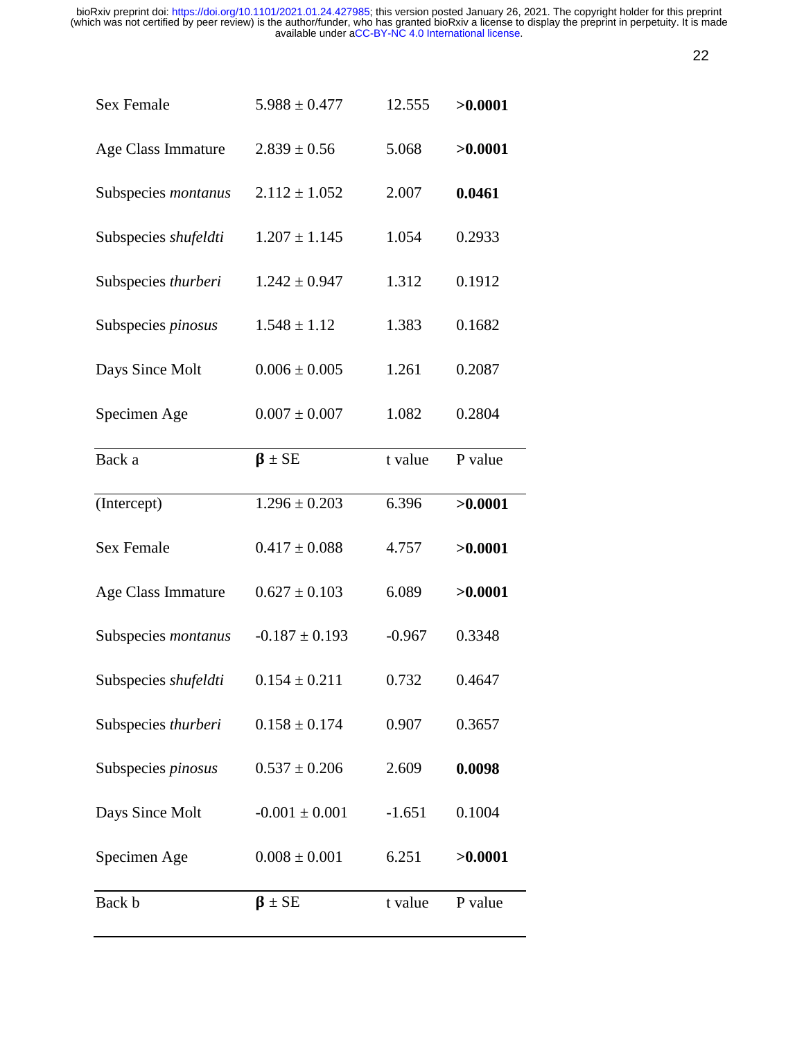| | | | |
|---|---|---|---|
| Sex Female | 5.988 ± 0.477 | 12.555 | **>0.0001** |
| Age Class Immature | 2.839 ± 0.56 | 5.068 | **>0.0001** |
| Subspecies *montanus* | 2.112 ± 1.052 | 2.007 | **0.0461** |
| Subspecies *shufeldti* | 1.207 ± 1.145 | 1.054 | 0.2933 |
| Subspecies *thurberi* | 1.242 ± 0.947 | 1.312 | 0.1912 |
| Subspecies *pinosus* | 1.548 ± 1.12 | 1.383 | 0.1682 |
| Days Since Molt | 0.006 ± 0.005 | 1.261 | 0.2087 |
| Specimen Age | 0.007 ± 0.007 | 1.082 | 0.2804 |

| Back a | **β** ± SE | t value | P value |
|---|---|---|---|
| (Intercept) | 1.296 ± 0.203 | 6.396 | **>0.0001** |
| Sex Female | 0.417 ± 0.088 | 4.757 | **>0.0001** |
| Age Class Immature | 0.627 ± 0.103 | 6.089 | **>0.0001** |
| Subspecies *montanus* | -0.187 ± 0.193 | -0.967 | 0.3348 |
| Subspecies *shufeldti* | 0.154 ± 0.211 | 0.732 | 0.4647 |
| Subspecies *thurberi* | 0.158 ± 0.174 | 0.907 | 0.3657 |
| Subspecies *pinosus* | 0.537 ± 0.206 | 2.609 | **0.0098** |
| Days Since Molt | -0.001 ± 0.001 | -1.651 | 0.1004 |
| Specimen Age | 0.008 ± 0.001 | 6.251 | **>0.0001** |

| Back b | **β** ± SE | t value | P value |
|---|---|---|---|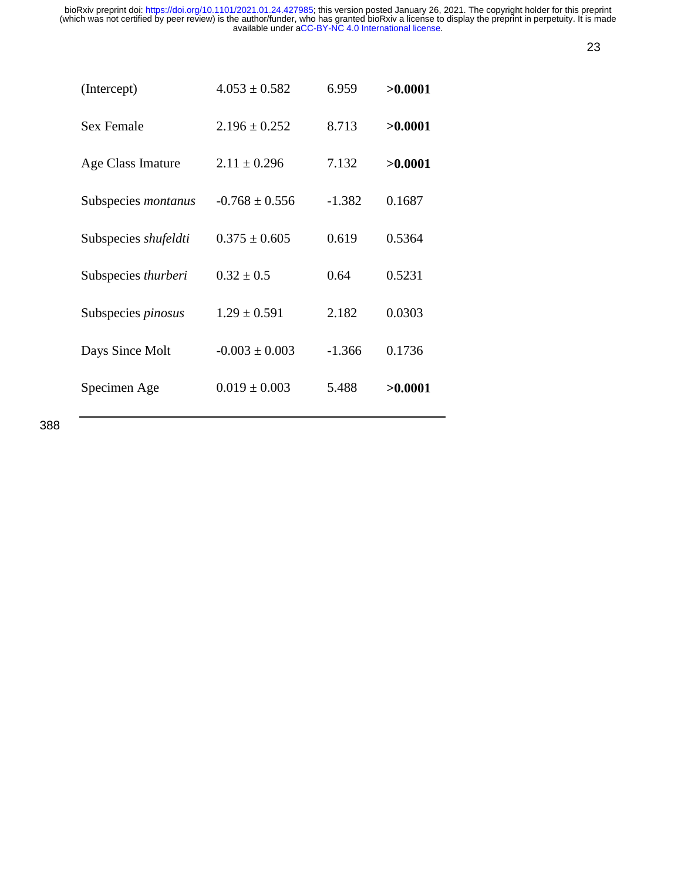| | | | |
|---|---|---|---|
| (Intercept) | 4.053 ± 0.582 | 6.959 | **>0.0001** |
| Sex Female | 2.196 ± 0.252 | 8.713 | **>0.0001** |
| Age Class Imature | 2.11 ± 0.296 | 7.132 | **>0.0001** |
| Subspecies *montanus* | -0.768 ± 0.556 | -1.382 | 0.1687 |
| Subspecies *shufeldti* | 0.375 ± 0.605 | 0.619 | 0.5364 |
| Subspecies *thurberi* | 0.32 ± 0.5 | 0.64 | 0.5231 |
| Subspecies *pinosus* | 1.29 ± 0.591 | 2.182 | 0.0303 |
| Days Since Molt | -0.003 ± 0.003 | -1.366 | 0.1736 |
| Specimen Age | 0.019 ± 0.003 | 5.488 | **>0.0001** |

388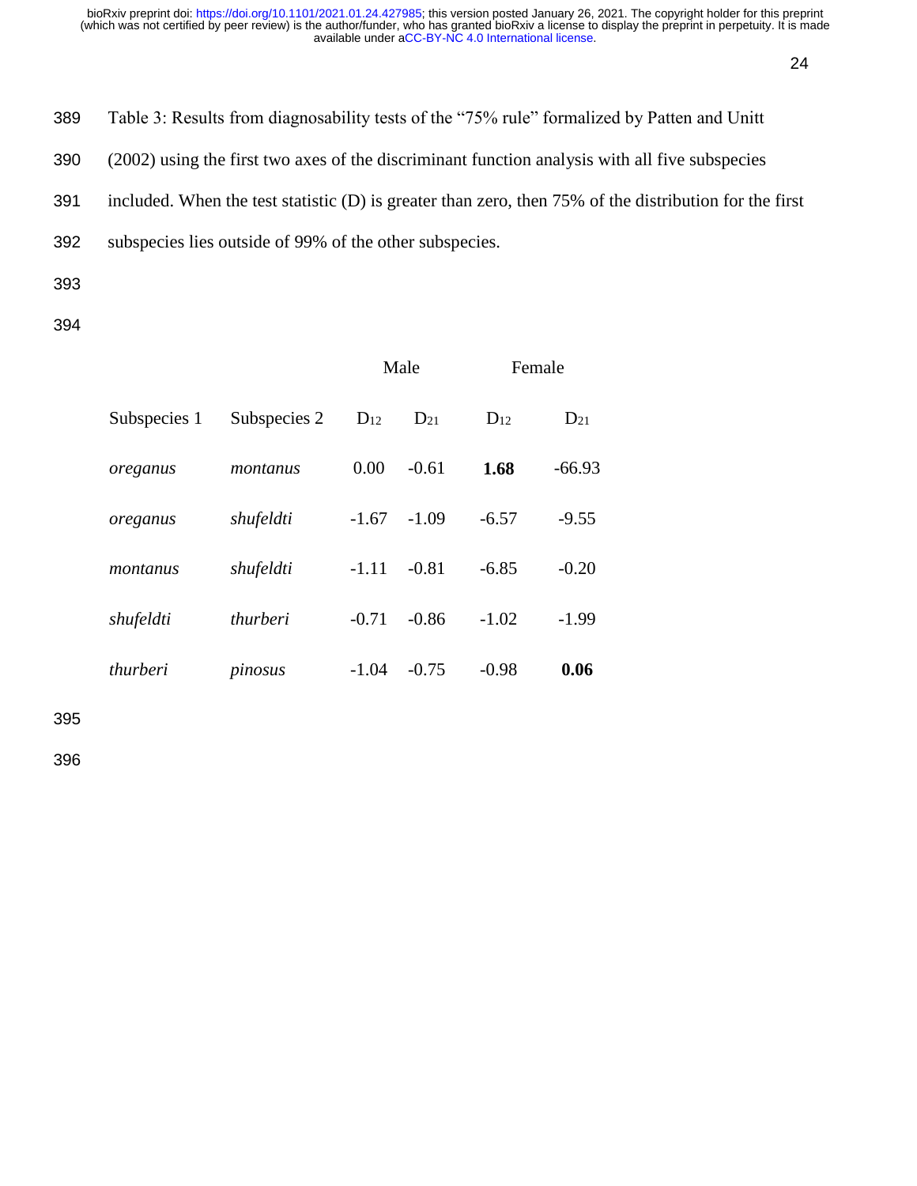Table 3: Results from diagnosability tests of the "75% rule" formalized by Patten and Unitt (2002) using the first two axes of the discriminant function analysis with all five subspecies included. When the test statistic (D) is greater than zero, then 75% of the distribution for the first subspecies lies outside of 99% of the other subspecies.

| | | Male | | Female | |
|---|---|---|---|---|---|
| Subspecies 1 | Subspecies 2 | $D_{12}$ | $D_{21}$ | $D_{12}$ | $D_{21}$ |
| *oreganus* | *montanus* | 0.00 | -0.61 | **1.68** | -66.93 |
| *oreganus* | *shufeldti* | -1.67 | -1.09 | -6.57 | -9.55 |
| *montanus* | *shufeldti* | -1.11 | -0.81 | -6.85 | -0.20 |
| *shufeldti* | *thurberi* | -0.71 | -0.86 | -1.02 | -1.99 |
| *thurberi* | *pinosus* | -1.04 | -0.75 | -0.98 | **0.06** |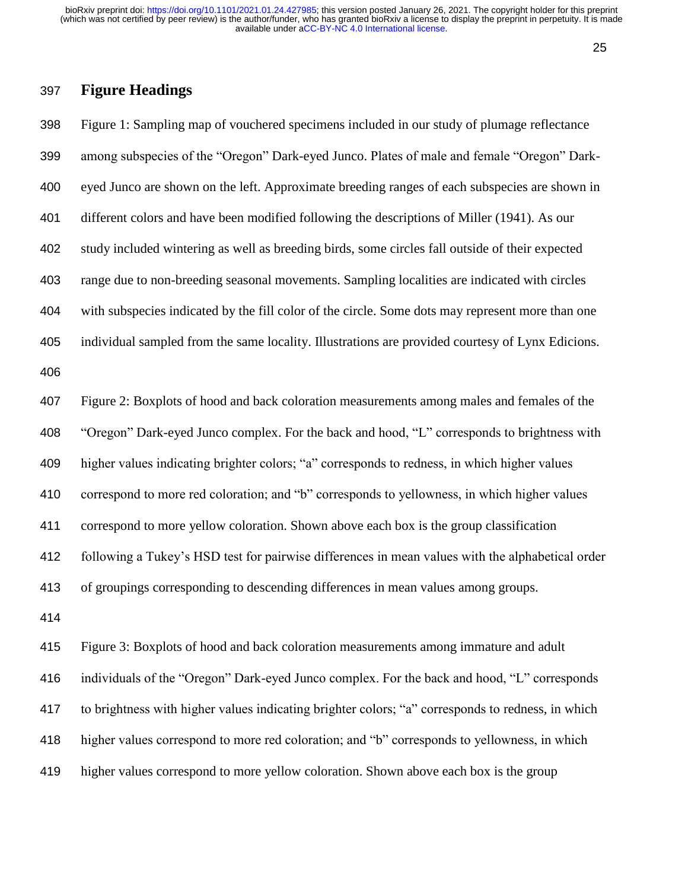## Figure Headings

Figure 1: Sampling map of vouchered specimens included in our study of plumage reflectance among subspecies of the "Oregon" Dark-eyed Junco. Plates of male and female "Oregon" Dark-eyed Junco are shown on the left. Approximate breeding ranges of each subspecies are shown in different colors and have been modified following the descriptions of Miller (1941). As our study included wintering as well as breeding birds, some circles fall outside of their expected range due to non-breeding seasonal movements. Sampling localities are indicated with circles with subspecies indicated by the fill color of the circle. Some dots may represent more than one individual sampled from the same locality. Illustrations are provided courtesy of Lynx Edicions.

Figure 2: Boxplots of hood and back coloration measurements among males and females of the "Oregon" Dark-eyed Junco complex. For the back and hood, "L" corresponds to brightness with higher values indicating brighter colors; "a" corresponds to redness, in which higher values correspond to more red coloration; and "b" corresponds to yellowness, in which higher values correspond to more yellow coloration. Shown above each box is the group classification following a Tukey's HSD test for pairwise differences in mean values with the alphabetical order of groupings corresponding to descending differences in mean values among groups.

Figure 3: Boxplots of hood and back coloration measurements among immature and adult individuals of the "Oregon" Dark-eyed Junco complex. For the back and hood, "L" corresponds to brightness with higher values indicating brighter colors; "a" corresponds to redness, in which higher values correspond to more red coloration; and "b" corresponds to yellowness, in which higher values correspond to more yellow coloration. Shown above each box is the group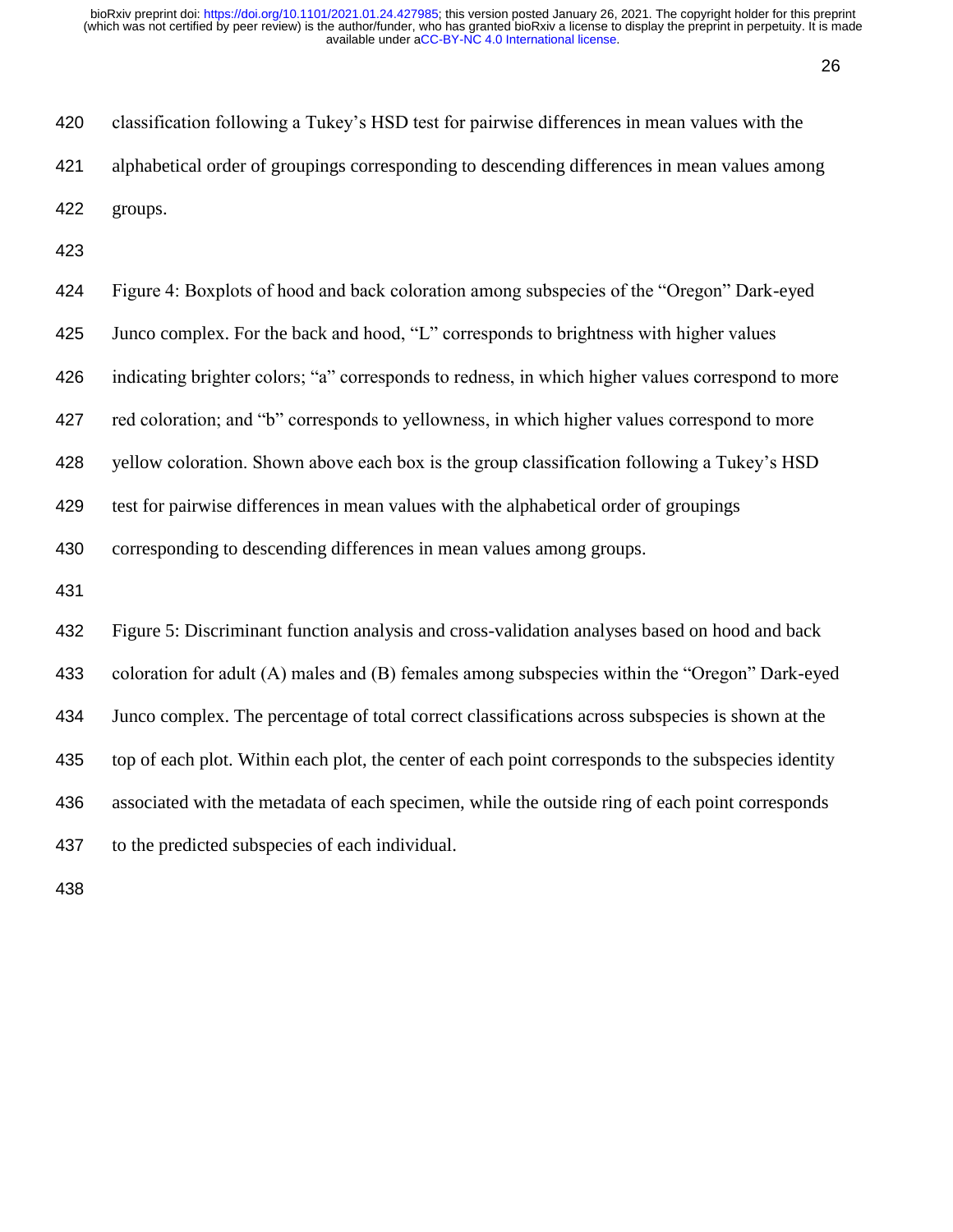classification following a Tukey's HSD test for pairwise differences in mean values with the alphabetical order of groupings corresponding to descending differences in mean values among groups.

Figure 4: Boxplots of hood and back coloration among subspecies of the "Oregon" Dark-eyed Junco complex. For the back and hood, "L" corresponds to brightness with higher values indicating brighter colors; "a" corresponds to redness, in which higher values correspond to more red coloration; and "b" corresponds to yellowness, in which higher values correspond to more yellow coloration. Shown above each box is the group classification following a Tukey's HSD test for pairwise differences in mean values with the alphabetical order of groupings corresponding to descending differences in mean values among groups.

Figure 5: Discriminant function analysis and cross-validation analyses based on hood and back coloration for adult (A) males and (B) females among subspecies within the "Oregon" Dark-eyed Junco complex. The percentage of total correct classifications across subspecies is shown at the top of each plot. Within each plot, the center of each point corresponds to the subspecies identity associated with the metadata of each specimen, while the outside ring of each point corresponds to the predicted subspecies of each individual.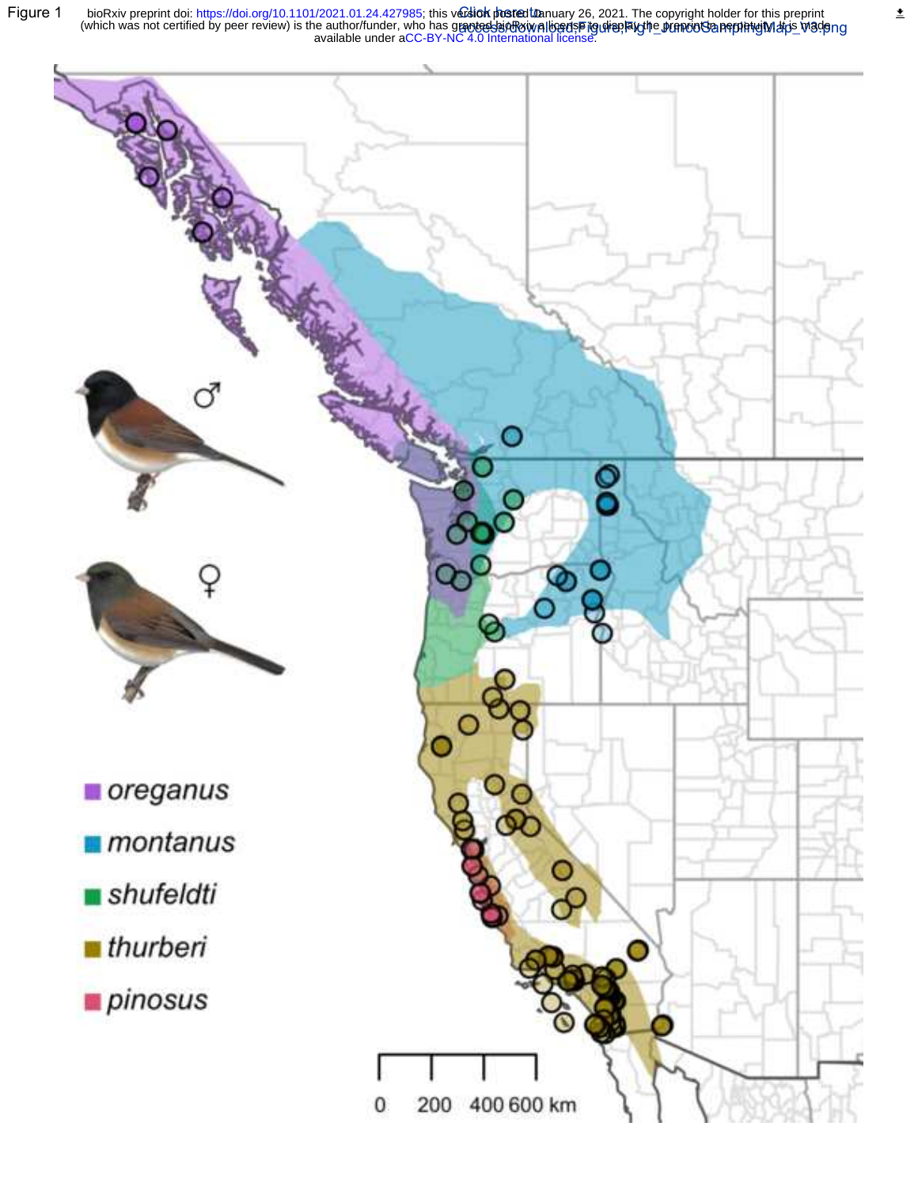Figure 1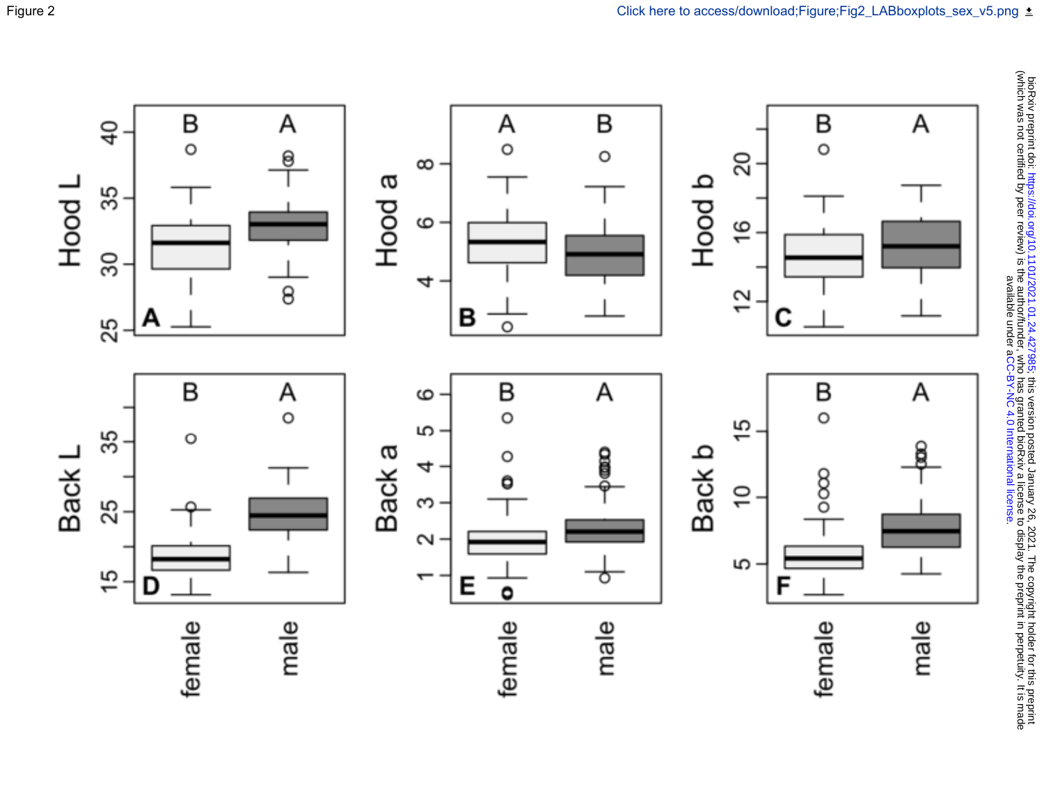Figure 2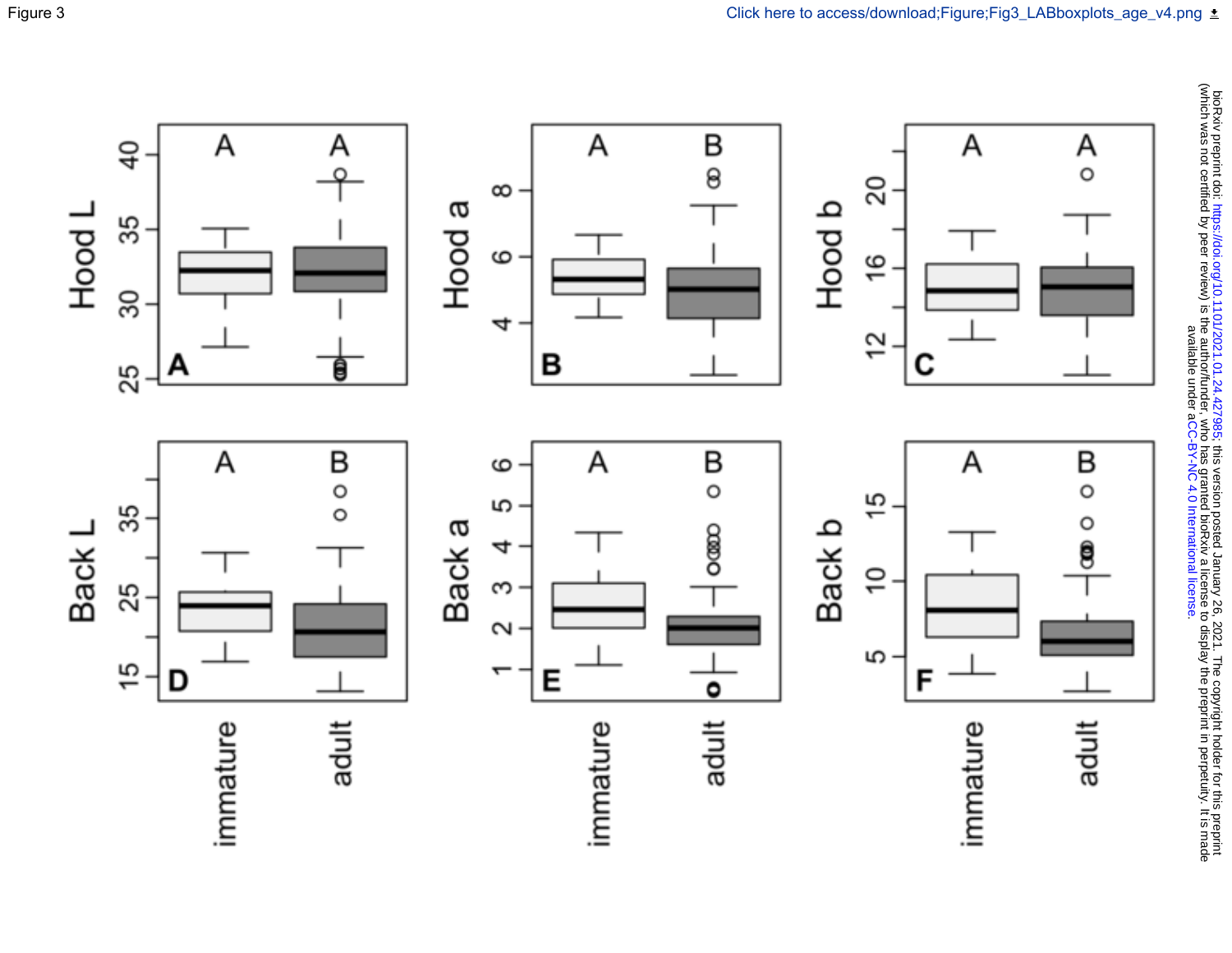Figure 3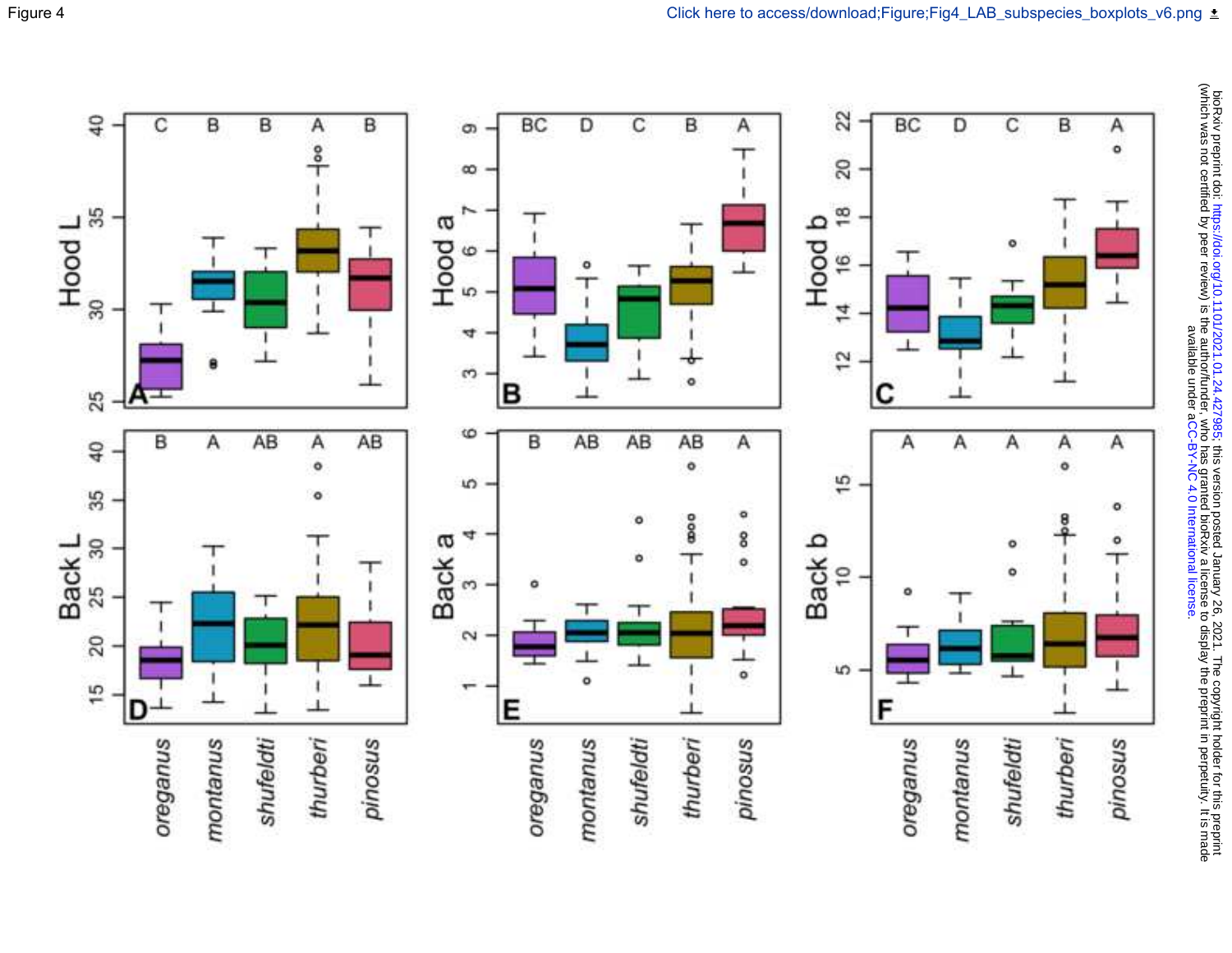Figure 4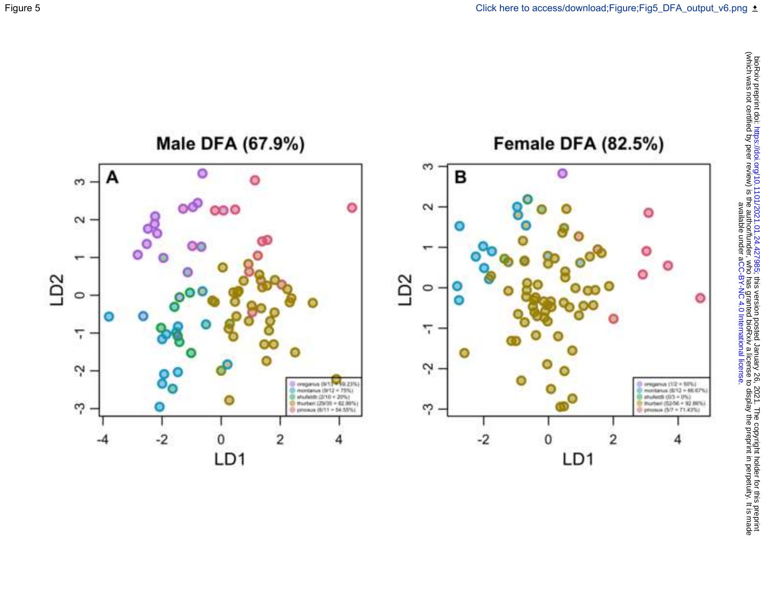Figure 5

# Male DFA (67.9%)

A

- oreganus (9/11 = 69.23%)
- montanus (9/12 = 75%)
- shufeldti (2/10 = 20%)
- thurberi (29/35 = 82.86%)
- pinosus (6/11 = 54.55%)

# Female DFA (82.5%)

B

- oreganus (1/2 = 50%)
- montanus (8/12 = 66.67%)
- shufeldti (0/3 = 0%)
- thurberi (52/56 = 92.86%)
- pinosus (5/7 = 71.43%)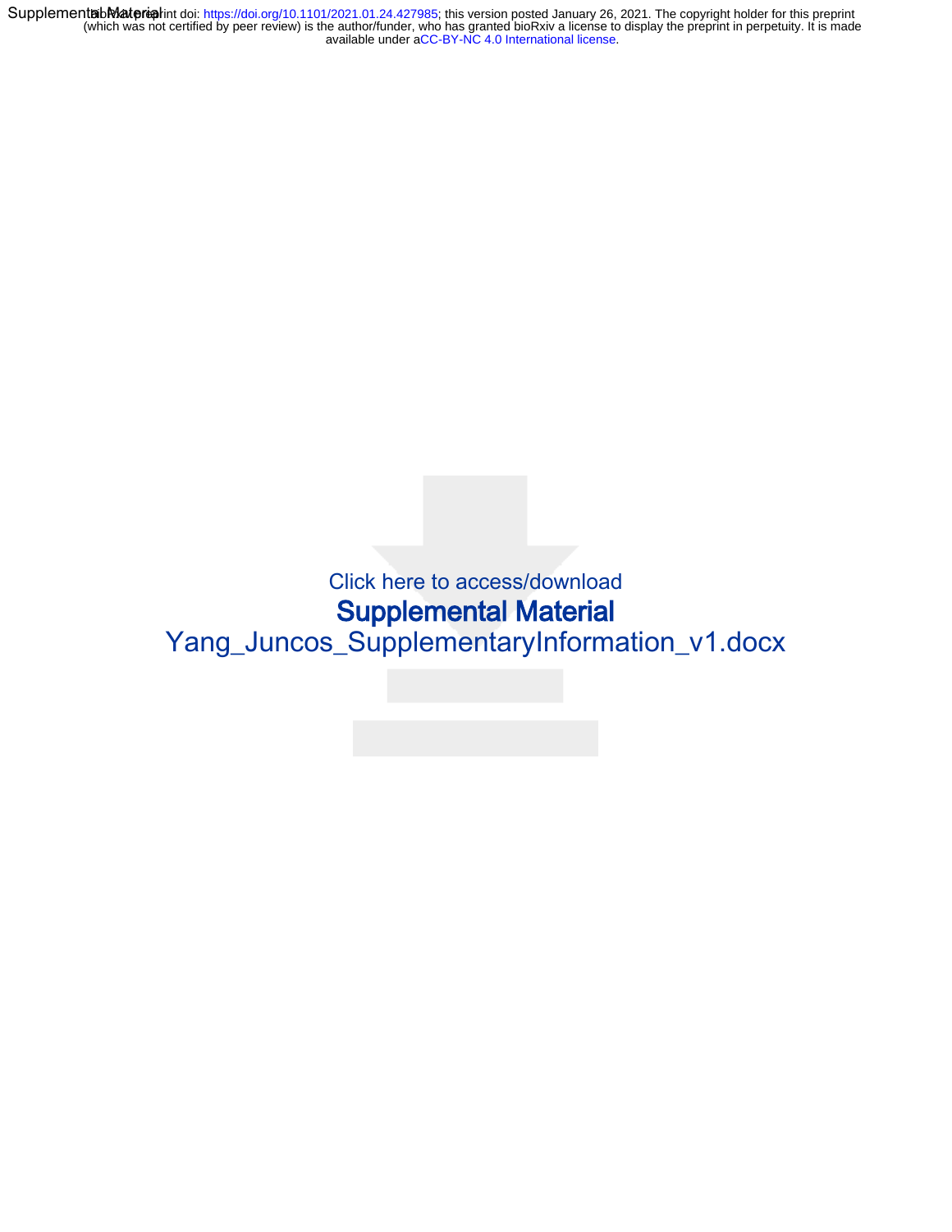Click here to access/download

**Supplemental Material**

Yang_Juncos_SupplementaryInformation_v1.docx